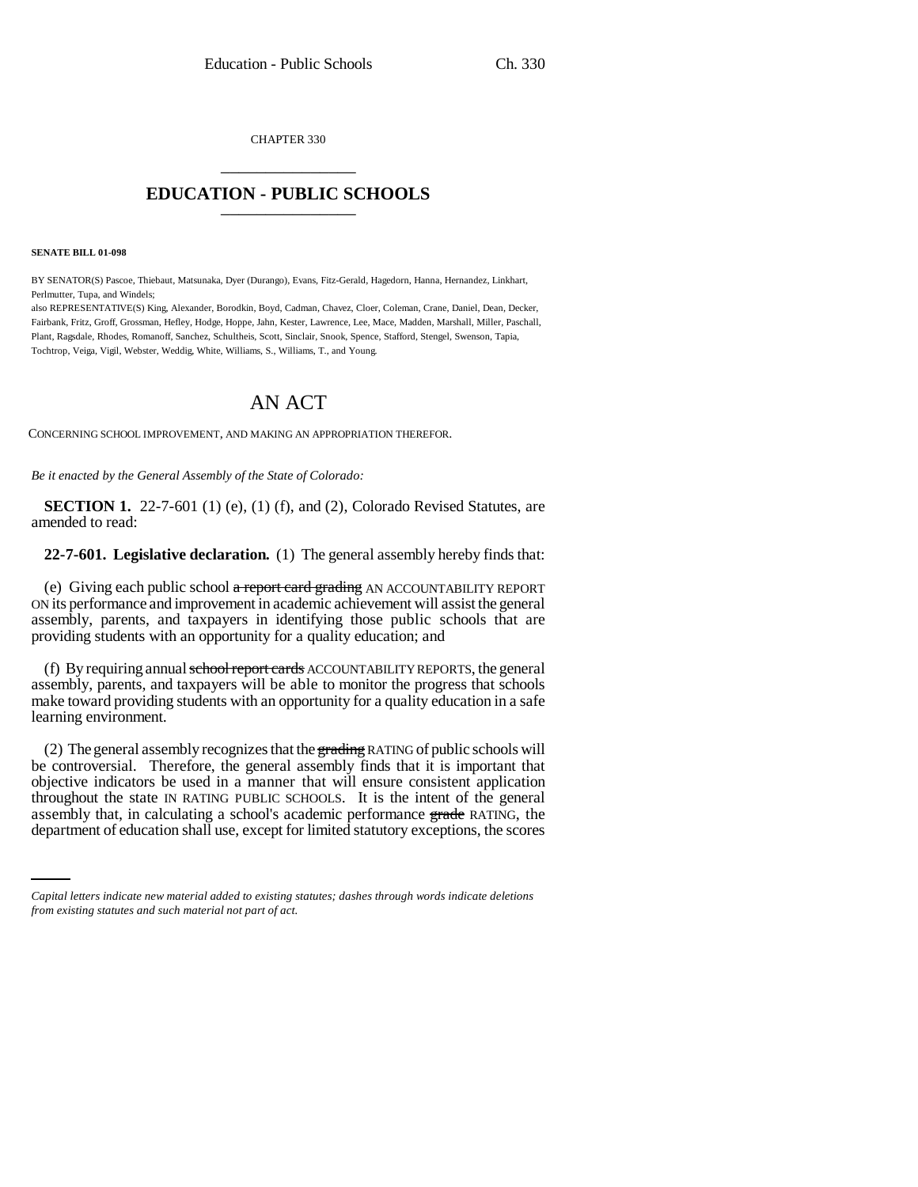CHAPTER 330

# EDUCATION - PUBLIC SCHOOLS

**SENATE BILL 01-098**

BY SENATOR(S) Pascoe, Thiebaut, Matsunaka, Dyer (Durango), Evans, Fitz-Gerald, Hagedorn, Hanna, Hernandez, Linkhart, Perlmutter, Tupa, and Windels;

also REPRESENTATIVE(S) King, Alexander, Borodkin, Boyd, Cadman, Chavez, Cloer, Coleman, Crane, Daniel, Dean, Decker, Fairbank, Fritz, Groff, Grossman, Hefley, Hodge, Hoppe, Jahn, Kester, Lawrence, Lee, Mace, Madden, Marshall, Miller, Paschall, Plant, Ragsdale, Rhodes, Romanoff, Sanchez, Schultheis, Scott, Sinclair, Snook, Spence, Stafford, Stengel, Swenson, Tapia, Tochtrop, Veiga, Vigil, Webster, Weddig, White, Williams, S., Williams, T., and Young.

## AN ACT

CONCERNING SCHOOL IMPROVEMENT, AND MAKING AN APPROPRIATION THEREFOR.

*Be it enacted by the General Assembly of the State of Colorado:*

**SECTION 1.** 22-7-601 (1) (e), (1) (f), and (2), Colorado Revised Statutes, are amended to read:

**22-7-601. Legislative declaration.** (1) The general assembly hereby finds that:

(e) Giving each public school ~~a report card grading~~ AN ACCOUNTABILITY REPORT ON its performance and improvement in academic achievement will assist the general assembly, parents, and taxpayers in identifying those public schools that are providing students with an opportunity for a quality education; and

(f) By requiring annual ~~school report cards~~ ACCOUNTABILITY REPORTS, the general assembly, parents, and taxpayers will be able to monitor the progress that schools make toward providing students with an opportunity for a quality education in a safe learning environment.

(2) The general assembly recognizes that the ~~grading~~ RATING of public schools will be controversial. Therefore, the general assembly finds that it is important that objective indicators be used in a manner that will ensure consistent application throughout the state IN RATING PUBLIC SCHOOLS. It is the intent of the general assembly that, in calculating a school's academic performance ~~grade~~ RATING, the department of education shall use, except for limited statutory exceptions, the scores

*Capital letters indicate new material added to existing statutes; dashes through words indicate deletions from existing statutes and such material not part of act.*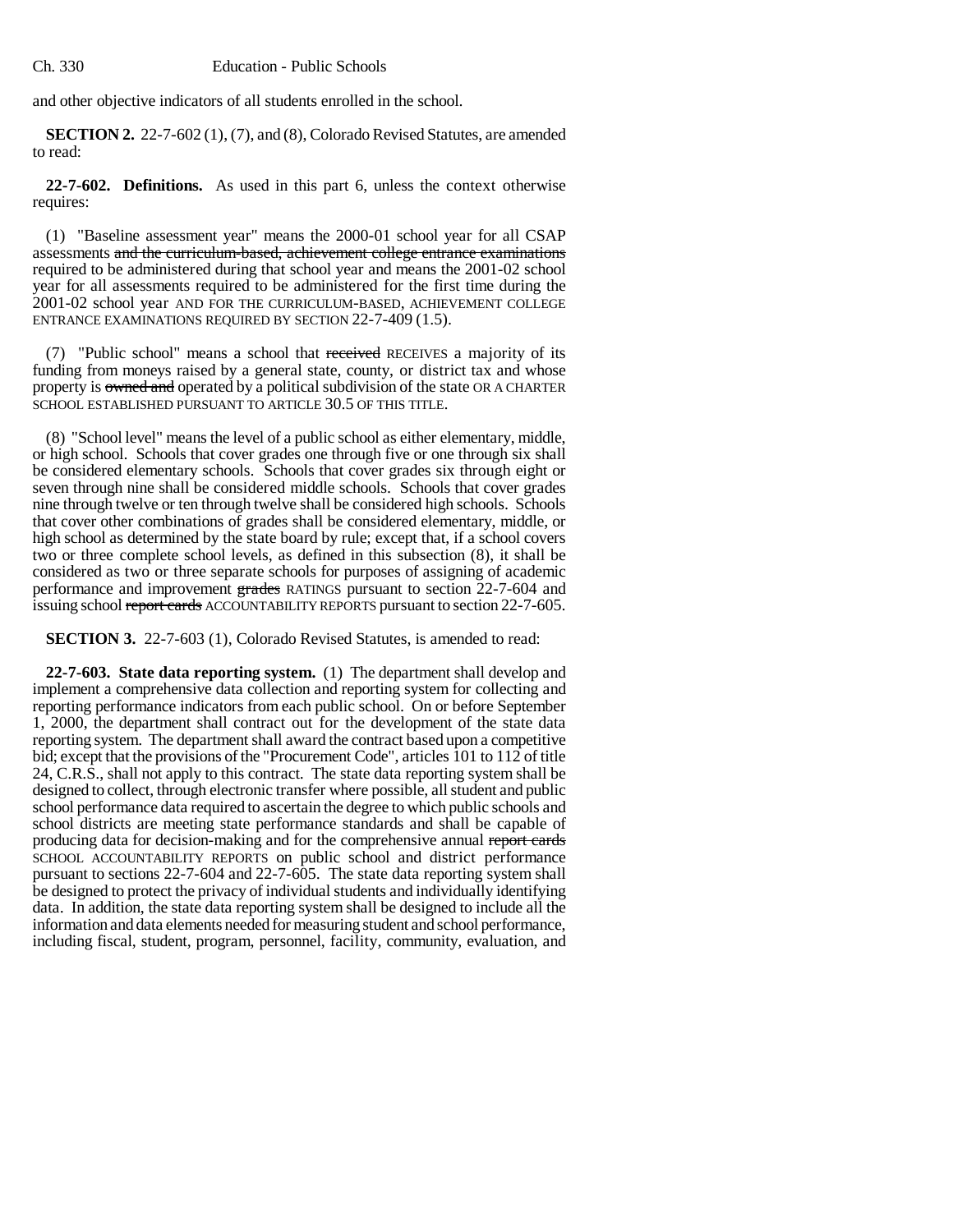and other objective indicators of all students enrolled in the school.

**SECTION 2.** 22-7-602 (1), (7), and (8), Colorado Revised Statutes, are amended to read:

**22-7-602. Definitions.** As used in this part 6, unless the context otherwise requires:

(1) "Baseline assessment year" means the 2000-01 school year for all CSAP assessments ~~and the curriculum-based, achievement college entrance examinations~~ required to be administered during that school year and means the 2001-02 school year for all assessments required to be administered for the first time during the 2001-02 school year AND FOR THE CURRICULUM-BASED, ACHIEVEMENT COLLEGE ENTRANCE EXAMINATIONS REQUIRED BY SECTION 22-7-409 (1.5).

(7) "Public school" means a school that ~~received~~ RECEIVES a majority of its funding from moneys raised by a general state, county, or district tax and whose property is ~~owned and~~ operated by a political subdivision of the state OR A CHARTER SCHOOL ESTABLISHED PURSUANT TO ARTICLE 30.5 OF THIS TITLE.

(8) "School level" means the level of a public school as either elementary, middle, or high school. Schools that cover grades one through five or one through six shall be considered elementary schools. Schools that cover grades six through eight or seven through nine shall be considered middle schools. Schools that cover grades nine through twelve or ten through twelve shall be considered high schools. Schools that cover other combinations of grades shall be considered elementary, middle, or high school as determined by the state board by rule; except that, if a school covers two or three complete school levels, as defined in this subsection (8), it shall be considered as two or three separate schools for purposes of assigning of academic performance and improvement ~~grades~~ RATINGS pursuant to section 22-7-604 and issuing school ~~report cards~~ ACCOUNTABILITY REPORTS pursuant to section 22-7-605.

**SECTION 3.** 22-7-603 (1), Colorado Revised Statutes, is amended to read:

**22-7-603. State data reporting system.** (1) The department shall develop and implement a comprehensive data collection and reporting system for collecting and reporting performance indicators from each public school. On or before September 1, 2000, the department shall contract out for the development of the state data reporting system. The department shall award the contract based upon a competitive bid; except that the provisions of the "Procurement Code", articles 101 to 112 of title 24, C.R.S., shall not apply to this contract. The state data reporting system shall be designed to collect, through electronic transfer where possible, all student and public school performance data required to ascertain the degree to which public schools and school districts are meeting state performance standards and shall be capable of producing data for decision-making and for the comprehensive annual ~~report cards~~ SCHOOL ACCOUNTABILITY REPORTS on public school and district performance pursuant to sections 22-7-604 and 22-7-605. The state data reporting system shall be designed to protect the privacy of individual students and individually identifying data. In addition, the state data reporting system shall be designed to include all the information and data elements needed for measuring student and school performance, including fiscal, student, program, personnel, facility, community, evaluation, and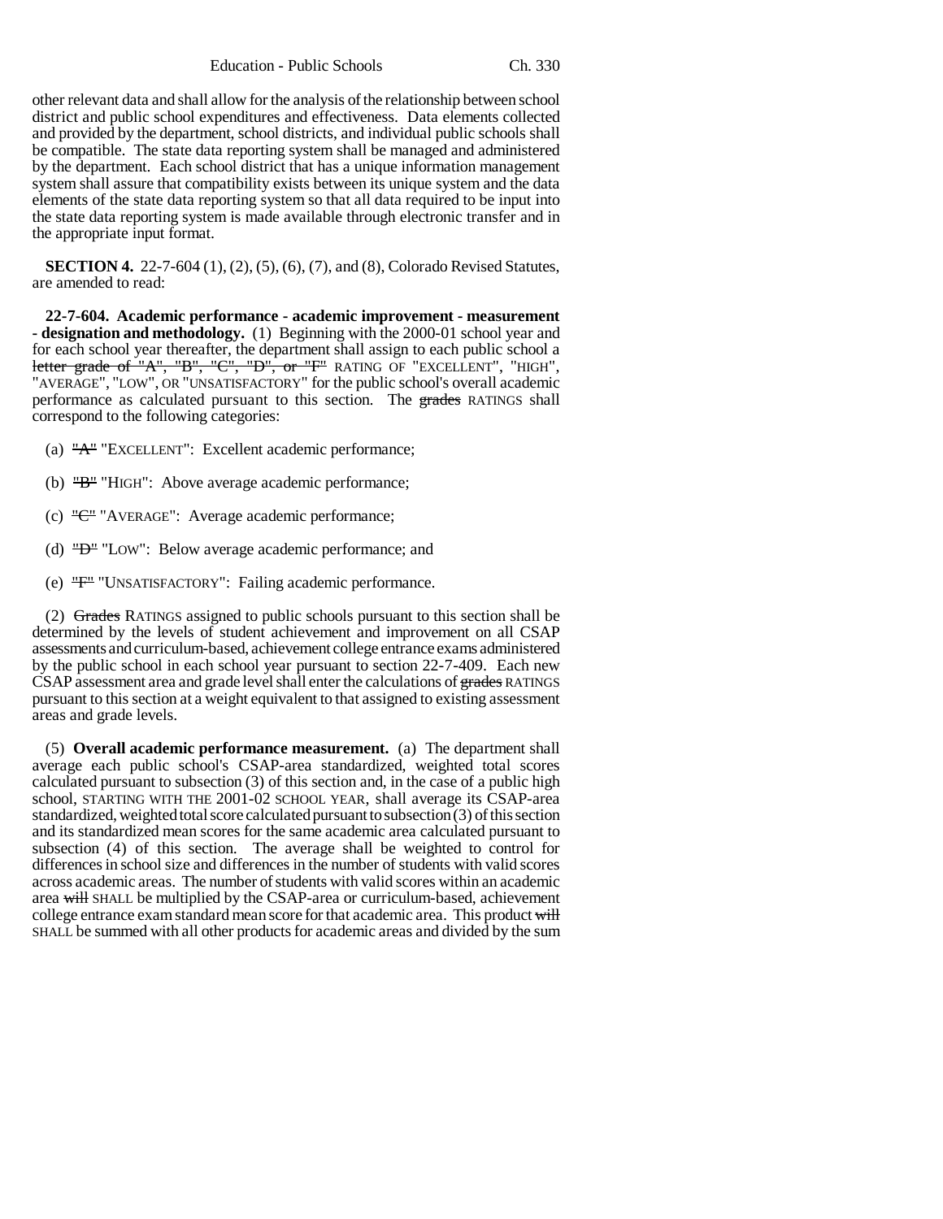other relevant data and shall allow for the analysis of the relationship between school district and public school expenditures and effectiveness. Data elements collected and provided by the department, school districts, and individual public schools shall be compatible. The state data reporting system shall be managed and administered by the department. Each school district that has a unique information management system shall assure that compatibility exists between its unique system and the data elements of the state data reporting system so that all data required to be input into the state data reporting system is made available through electronic transfer and in the appropriate input format.

**SECTION 4.** 22-7-604 (1), (2), (5), (6), (7), and (8), Colorado Revised Statutes, are amended to read:

**22-7-604. Academic performance - academic improvement - measurement - designation and methodology.** (1) Beginning with the 2000-01 school year and for each school year thereafter, the department shall assign to each public school a ~~letter grade of "A", "B", "C", "D", or "F"~~ RATING OF "EXCELLENT", "HIGH", "AVERAGE", "LOW", OR "UNSATISFACTORY" for the public school's overall academic performance as calculated pursuant to this section. The ~~grades~~ RATINGS shall correspond to the following categories:

(a) ~~"A"~~ "EXCELLENT": Excellent academic performance;

(b) ~~"B"~~ "HIGH": Above average academic performance;

(c) ~~"C"~~ "AVERAGE": Average academic performance;

(d) ~~"D"~~ "LOW": Below average academic performance; and

(e) ~~"F"~~ "UNSATISFACTORY": Failing academic performance.

(2) ~~Grades~~ RATINGS assigned to public schools pursuant to this section shall be determined by the levels of student achievement and improvement on all CSAP assessments and curriculum-based, achievement college entrance exams administered by the public school in each school year pursuant to section 22-7-409. Each new CSAP assessment area and grade level shall enter the calculations of ~~grades~~ RATINGS pursuant to this section at a weight equivalent to that assigned to existing assessment areas and grade levels.

(5) **Overall academic performance measurement.** (a) The department shall average each public school's CSAP-area standardized, weighted total scores calculated pursuant to subsection (3) of this section and, in the case of a public high school, STARTING WITH THE 2001-02 SCHOOL YEAR, shall average its CSAP-area standardized, weighted total score calculated pursuant to subsection (3) of this section and its standardized mean scores for the same academic area calculated pursuant to subsection (4) of this section. The average shall be weighted to control for differences in school size and differences in the number of students with valid scores across academic areas. The number of students with valid scores within an academic area ~~will~~ SHALL be multiplied by the CSAP-area or curriculum-based, achievement college entrance exam standard mean score for that academic area. This product ~~will~~ SHALL be summed with all other products for academic areas and divided by the sum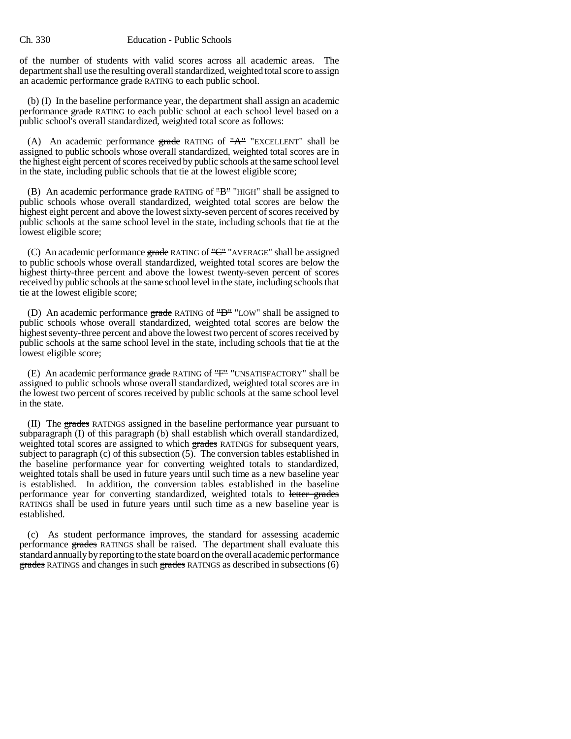of the number of students with valid scores across all academic areas. The department shall use the resulting overall standardized, weighted total score to assign an academic performance ~~grade~~ RATING to each public school.

(b) (I) In the baseline performance year, the department shall assign an academic performance ~~grade~~ RATING to each public school at each school level based on a public school's overall standardized, weighted total score as follows:

(A) An academic performance ~~grade~~ RATING of ~~"A"~~ "EXCELLENT" shall be assigned to public schools whose overall standardized, weighted total scores are in the highest eight percent of scores received by public schools at the same school level in the state, including public schools that tie at the lowest eligible score;

(B) An academic performance ~~grade~~ RATING of ~~"B"~~ "HIGH" shall be assigned to public schools whose overall standardized, weighted total scores are below the highest eight percent and above the lowest sixty-seven percent of scores received by public schools at the same school level in the state, including schools that tie at the lowest eligible score;

(C) An academic performance ~~grade~~ RATING of ~~"C"~~ "AVERAGE" shall be assigned to public schools whose overall standardized, weighted total scores are below the highest thirty-three percent and above the lowest twenty-seven percent of scores received by public schools at the same school level in the state, including schools that tie at the lowest eligible score;

(D) An academic performance ~~grade~~ RATING of ~~"D"~~ "LOW" shall be assigned to public schools whose overall standardized, weighted total scores are below the highest seventy-three percent and above the lowest two percent of scores received by public schools at the same school level in the state, including schools that tie at the lowest eligible score;

(E) An academic performance ~~grade~~ RATING of ~~"F"~~ "UNSATISFACTORY" shall be assigned to public schools whose overall standardized, weighted total scores are in the lowest two percent of scores received by public schools at the same school level in the state.

(II) The ~~grades~~ RATINGS assigned in the baseline performance year pursuant to subparagraph (I) of this paragraph (b) shall establish which overall standardized, weighted total scores are assigned to which ~~grades~~ RATINGS for subsequent years, subject to paragraph (c) of this subsection (5). The conversion tables established in the baseline performance year for converting weighted totals to standardized, weighted totals shall be used in future years until such time as a new baseline year is established. In addition, the conversion tables established in the baseline performance year for converting standardized, weighted totals to ~~letter grades~~ RATINGS shall be used in future years until such time as a new baseline year is established.

(c) As student performance improves, the standard for assessing academic performance ~~grades~~ RATINGS shall be raised. The department shall evaluate this standard annually by reporting to the state board on the overall academic performance ~~grades~~ RATINGS and changes in such ~~grades~~ RATINGS as described in subsections (6)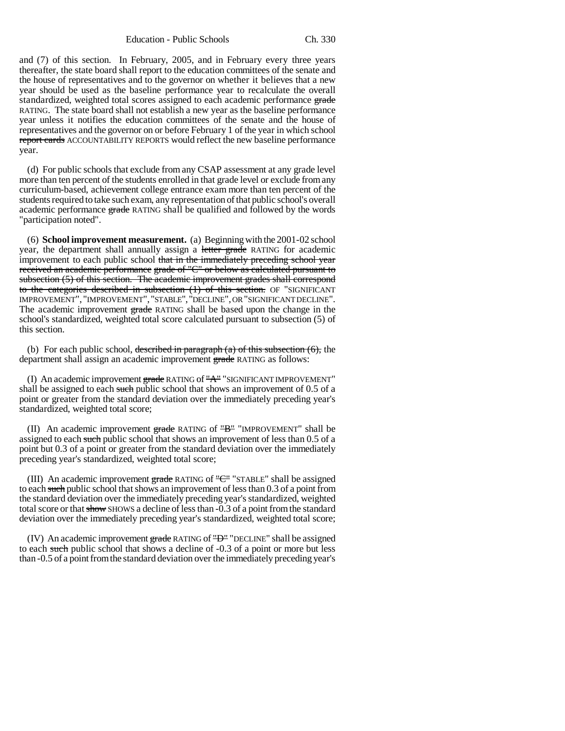and (7) of this section. In February, 2005, and in February every three years thereafter, the state board shall report to the education committees of the senate and the house of representatives and to the governor on whether it believes that a new year should be used as the baseline performance year to recalculate the overall standardized, weighted total scores assigned to each academic performance ~~grade~~ RATING. The state board shall not establish a new year as the baseline performance year unless it notifies the education committees of the senate and the house of representatives and the governor on or before February 1 of the year in which school ~~report cards~~ ACCOUNTABILITY REPORTS would reflect the new baseline performance year.

(d) For public schools that exclude from any CSAP assessment at any grade level more than ten percent of the students enrolled in that grade level or exclude from any curriculum-based, achievement college entrance exam more than ten percent of the students required to take such exam, any representation of that public school's overall academic performance ~~grade~~ RATING shall be qualified and followed by the words "participation noted".

(6) **School improvement measurement.** (a) Beginning with the 2001-02 school year, the department shall annually assign a ~~letter grade~~ RATING for academic improvement to each public school ~~that in the immediately preceding school year received an academic performance grade of "C" or below as calculated pursuant to subsection (5) of this section. The academic improvement grades shall correspond to the categories described in subsection (1) of this section.~~ OF "SIGNIFICANT IMPROVEMENT", "IMPROVEMENT", "STABLE", "DECLINE", OR "SIGNIFICANT DECLINE". The academic improvement ~~grade~~ RATING shall be based upon the change in the school's standardized, weighted total score calculated pursuant to subsection (5) of this section.

(b) For each public school, ~~described in paragraph (a) of this subsection (6),~~ the department shall assign an academic improvement ~~grade~~ RATING as follows:

(I) An academic improvement ~~grade~~ RATING of ~~"A"~~ "SIGNIFICANT IMPROVEMENT" shall be assigned to each ~~such~~ public school that shows an improvement of 0.5 of a point or greater from the standard deviation over the immediately preceding year's standardized, weighted total score;

(II) An academic improvement ~~grade~~ RATING of ~~"B"~~ "IMPROVEMENT" shall be assigned to each ~~such~~ public school that shows an improvement of less than 0.5 of a point but 0.3 of a point or greater from the standard deviation over the immediately preceding year's standardized, weighted total score;

(III) An academic improvement ~~grade~~ RATING of ~~"C"~~ "STABLE" shall be assigned to each ~~such~~ public school that shows an improvement of less than 0.3 of a point from the standard deviation over the immediately preceding year's standardized, weighted total score or that ~~show~~ SHOWS a decline of less than -0.3 of a point from the standard deviation over the immediately preceding year's standardized, weighted total score;

(IV) An academic improvement ~~grade~~ RATING of ~~"D"~~ "DECLINE" shall be assigned to each ~~such~~ public school that shows a decline of -0.3 of a point or more but less than -0.5 of a point from the standard deviation over the immediately preceding year's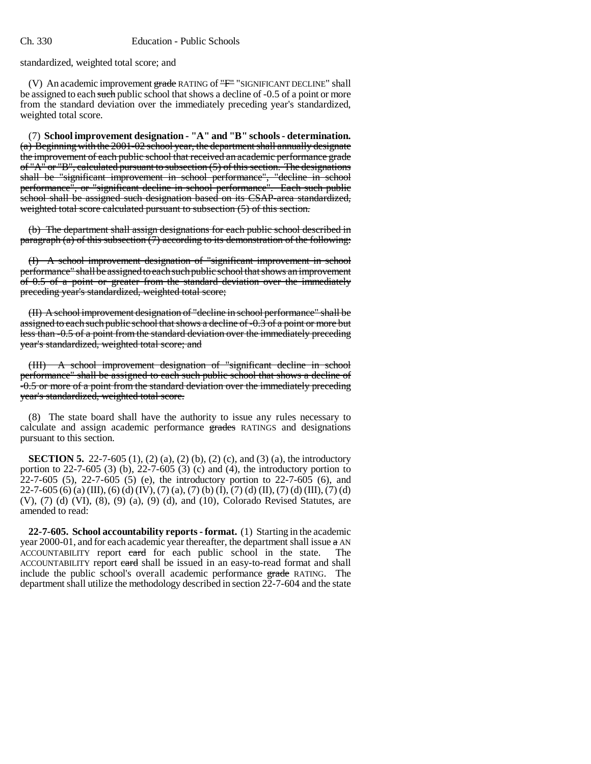standardized, weighted total score; and

(V) An academic improvement ~~grade~~ RATING of ~~"F"~~ "SIGNIFICANT DECLINE" shall be assigned to each ~~such~~ public school that shows a decline of -0.5 of a point or more from the standard deviation over the immediately preceding year's standardized, weighted total score.

(7) **School improvement designation - "A" and "B" schools - determination.** ~~(a) Beginning with the 2001-02 school year, the department shall annually designate the improvement of each public school that received an academic performance grade of "A" or "B", calculated pursuant to subsection (5) of this section. The designations shall be "significant improvement in school performance", "decline in school performance", or "significant decline in school performance". Each such public school shall be assigned such designation based on its CSAP-area standardized, weighted total score calculated pursuant to subsection (5) of this section.~~

~~(b) The department shall assign designations for each public school described in paragraph (a) of this subsection (7) according to its demonstration of the following:~~

~~(I) A school improvement designation of "significant improvement in school performance" shall be assigned to each such public school that shows an improvement of 0.5 of a point or greater from the standard deviation over the immediately preceding year's standardized, weighted total score;~~

~~(II) A school improvement designation of "decline in school performance" shall be assigned to each such public school that shows a decline of -0.3 of a point or more but less than -0.5 of a point from the standard deviation over the immediately preceding year's standardized, weighted total score; and~~

~~(III) A school improvement designation of "significant decline in school performance" shall be assigned to each such public school that shows a decline of -0.5 or more of a point from the standard deviation over the immediately preceding year's standardized, weighted total score.~~

(8) The state board shall have the authority to issue any rules necessary to calculate and assign academic performance ~~grades~~ RATINGS and designations pursuant to this section.

**SECTION 5.** 22-7-605 (1), (2) (a), (2) (b), (2) (c), and (3) (a), the introductory portion to 22-7-605 (3) (b), 22-7-605 (3) (c) and (4), the introductory portion to 22-7-605 (5), 22-7-605 (5) (e), the introductory portion to 22-7-605 (6), and 22-7-605 (6) (a) (III), (6) (d) (IV), (7) (a), (7) (b) (I), (7) (d) (II), (7) (d) (III), (7) (d) (V), (7) (d) (VI), (8), (9) (a), (9) (d), and (10), Colorado Revised Statutes, are amended to read:

**22-7-605. School accountability reports - format.** (1) Starting in the academic year 2000-01, and for each academic year thereafter, the department shall issue ~~a~~ AN ACCOUNTABILITY report ~~card~~ for each public school in the state. The ACCOUNTABILITY report ~~card~~ shall be issued in an easy-to-read format and shall include the public school's overall academic performance ~~grade~~ RATING. The department shall utilize the methodology described in section 22-7-604 and the state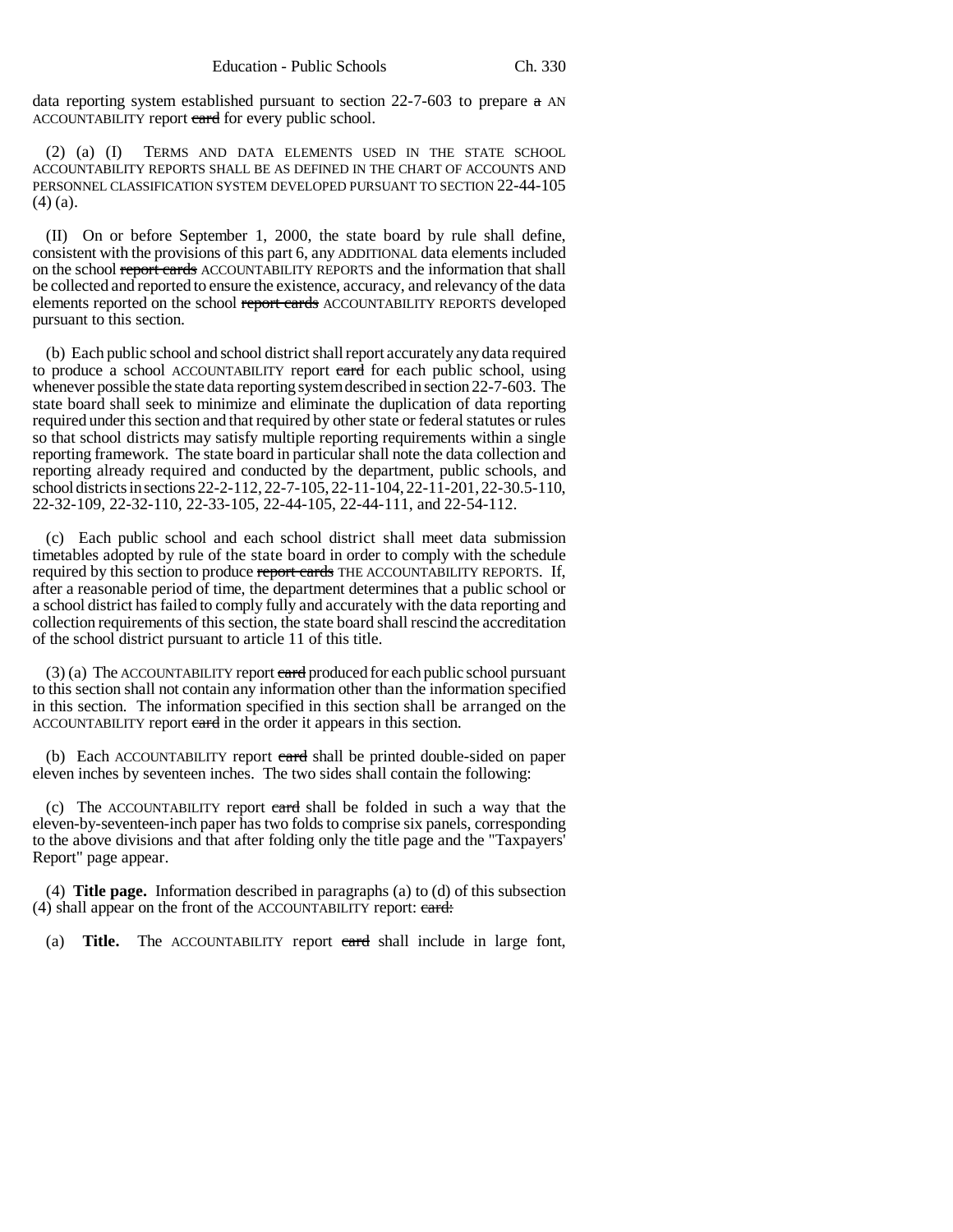data reporting system established pursuant to section 22-7-603 to prepare ~~a~~ AN ACCOUNTABILITY report ~~card~~ for every public school.

(2) (a) (I) TERMS AND DATA ELEMENTS USED IN THE STATE SCHOOL ACCOUNTABILITY REPORTS SHALL BE AS DEFINED IN THE CHART OF ACCOUNTS AND PERSONNEL CLASSIFICATION SYSTEM DEVELOPED PURSUANT TO SECTION 22-44-105 (4) (a).

(II) On or before September 1, 2000, the state board by rule shall define, consistent with the provisions of this part 6, any ADDITIONAL data elements included on the school ~~report cards~~ ACCOUNTABILITY REPORTS and the information that shall be collected and reported to ensure the existence, accuracy, and relevancy of the data elements reported on the school ~~report cards~~ ACCOUNTABILITY REPORTS developed pursuant to this section.

(b) Each public school and school district shall report accurately any data required to produce a school ACCOUNTABILITY report ~~card~~ for each public school, using whenever possible the state data reporting system described in section 22-7-603. The state board shall seek to minimize and eliminate the duplication of data reporting required under this section and that required by other state or federal statutes or rules so that school districts may satisfy multiple reporting requirements within a single reporting framework. The state board in particular shall note the data collection and reporting already required and conducted by the department, public schools, and school districts in sections 22-2-112, 22-7-105, 22-11-104, 22-11-201, 22-30.5-110, 22-32-109, 22-32-110, 22-33-105, 22-44-105, 22-44-111, and 22-54-112.

(c) Each public school and each school district shall meet data submission timetables adopted by rule of the state board in order to comply with the schedule required by this section to produce ~~report cards~~ THE ACCOUNTABILITY REPORTS. If, after a reasonable period of time, the department determines that a public school or a school district has failed to comply fully and accurately with the data reporting and collection requirements of this section, the state board shall rescind the accreditation of the school district pursuant to article 11 of this title.

(3) (a) The ACCOUNTABILITY report ~~card~~ produced for each public school pursuant to this section shall not contain any information other than the information specified in this section. The information specified in this section shall be arranged on the ACCOUNTABILITY report ~~card~~ in the order it appears in this section.

(b) Each ACCOUNTABILITY report ~~card~~ shall be printed double-sided on paper eleven inches by seventeen inches. The two sides shall contain the following:

(c) The ACCOUNTABILITY report ~~card~~ shall be folded in such a way that the eleven-by-seventeen-inch paper has two folds to comprise six panels, corresponding to the above divisions and that after folding only the title page and the "Taxpayers' Report" page appear.

(4) **Title page.** Information described in paragraphs (a) to (d) of this subsection (4) shall appear on the front of the ACCOUNTABILITY report: ~~card:~~

(a) **Title.** The ACCOUNTABILITY report ~~card~~ shall include in large font,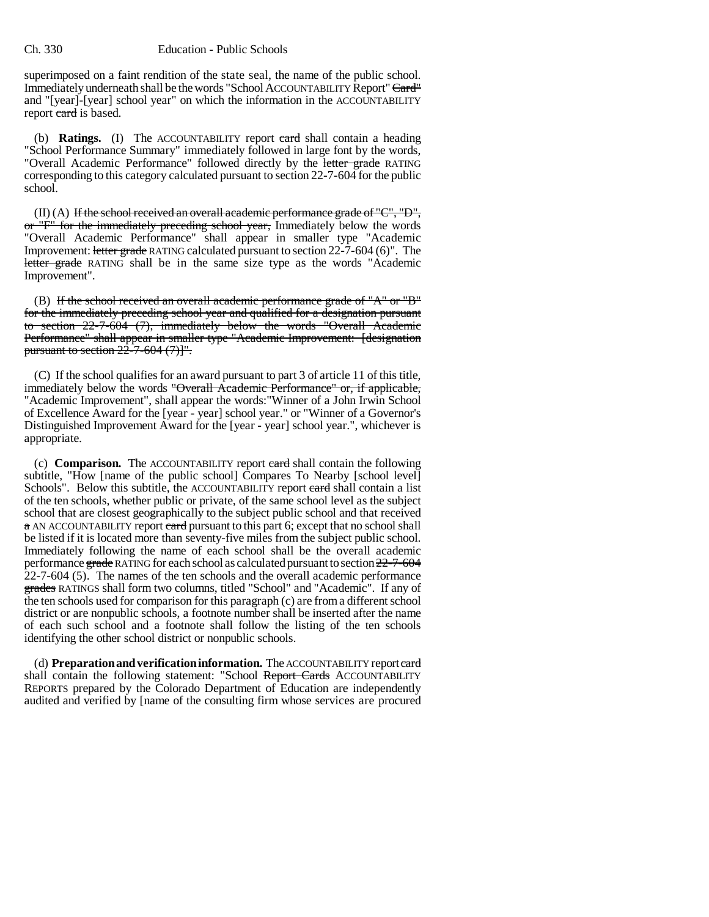superimposed on a faint rendition of the state seal, the name of the public school. Immediately underneath shall be the words "School ACCOUNTABILITY Report" ~~Card"~~ and "[year]-[year] school year" on which the information in the ACCOUNTABILITY report ~~card~~ is based.

(b) **Ratings.** (I) The ACCOUNTABILITY report ~~card~~ shall contain a heading "School Performance Summary" immediately followed in large font by the words, "Overall Academic Performance" followed directly by the ~~letter grade~~ RATING corresponding to this category calculated pursuant to section 22-7-604 for the public school.

(II) (A) ~~If the school received an overall academic performance grade of "C", "D", or "F" for the immediately preceding school year,~~ Immediately below the words "Overall Academic Performance" shall appear in smaller type "Academic Improvement: ~~letter grade~~ RATING calculated pursuant to section 22-7-604 (6)". The ~~letter grade~~ RATING shall be in the same size type as the words "Academic Improvement".

(B) ~~If the school received an overall academic performance grade of "A" or "B" for the immediately preceding school year and qualified for a designation pursuant to section 22-7-604 (7), immediately below the words "Overall Academic Performance" shall appear in smaller type "Academic Improvement: [designation pursuant to section 22-7-604 (7)]".~~

(C) If the school qualifies for an award pursuant to part 3 of article 11 of this title, immediately below the words ~~"Overall Academic Performance" or, if applicable,~~ "Academic Improvement", shall appear the words:"Winner of a John Irwin School of Excellence Award for the [year - year] school year." or "Winner of a Governor's Distinguished Improvement Award for the [year - year] school year.", whichever is appropriate.

(c) **Comparison.** The ACCOUNTABILITY report ~~card~~ shall contain the following subtitle, "How [name of the public school] Compares To Nearby [school level] Schools". Below this subtitle, the ACCOUNTABILITY report ~~card~~ shall contain a list of the ten schools, whether public or private, of the same school level as the subject school that are closest geographically to the subject public school and that received ~~a~~ AN ACCOUNTABILITY report ~~card~~ pursuant to this part 6; except that no school shall be listed if it is located more than seventy-five miles from the subject public school. Immediately following the name of each school shall be the overall academic performance ~~grade~~ RATING for each school as calculated pursuant to section ~~22-7-604~~ 22-7-604 (5). The names of the ten schools and the overall academic performance ~~grades~~ RATINGS shall form two columns, titled "School" and "Academic". If any of the ten schools used for comparison for this paragraph (c) are from a different school district or are nonpublic schools, a footnote number shall be inserted after the name of each such school and a footnote shall follow the listing of the ten schools identifying the other school district or nonpublic schools.

(d) **Preparation and verification information.** The ACCOUNTABILITY report ~~card~~ shall contain the following statement: "School ~~Report Cards~~ ACCOUNTABILITY REPORTS prepared by the Colorado Department of Education are independently audited and verified by [name of the consulting firm whose services are procured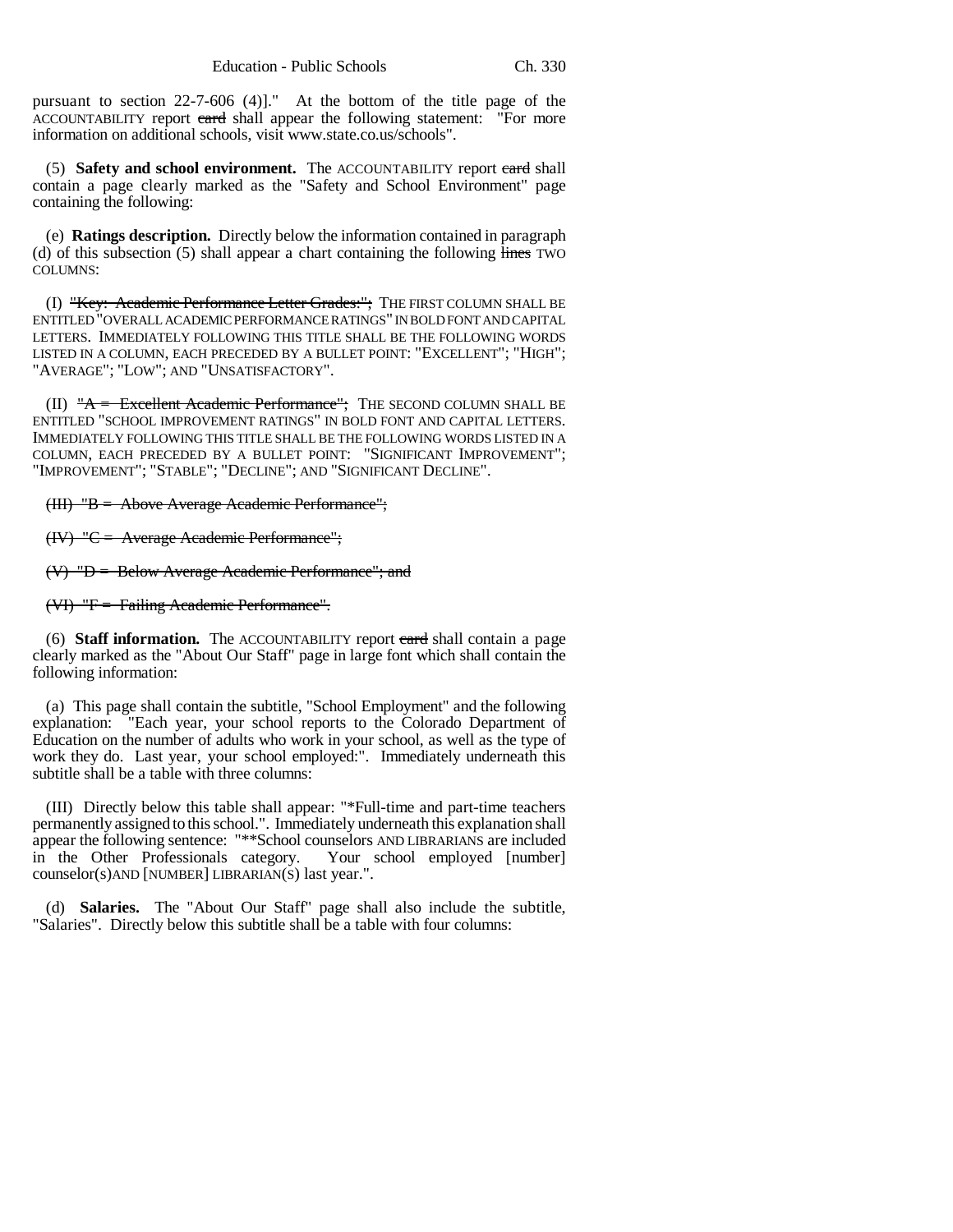pursuant to section 22-7-606 (4)]." At the bottom of the title page of the ACCOUNTABILITY report ~~card~~ shall appear the following statement: "For more information on additional schools, visit www.state.co.us/schools".

(5) **Safety and school environment.** The ACCOUNTABILITY report ~~card~~ shall contain a page clearly marked as the "Safety and School Environment" page containing the following:

(e) **Ratings description.** Directly below the information contained in paragraph (d) of this subsection (5) shall appear a chart containing the following ~~lines~~ TWO COLUMNS:

(I) ~~"Key: Academic Performance Letter Grades:";~~ THE FIRST COLUMN SHALL BE ENTITLED "OVERALL ACADEMIC PERFORMANCE RATINGS" IN BOLD FONT AND CAPITAL LETTERS. IMMEDIATELY FOLLOWING THIS TITLE SHALL BE THE FOLLOWING WORDS LISTED IN A COLUMN, EACH PRECEDED BY A BULLET POINT: "EXCELLENT"; "HIGH"; "AVERAGE"; "LOW"; AND "UNSATISFACTORY".

(II) ~~"A = Excellent Academic Performance";~~ THE SECOND COLUMN SHALL BE ENTITLED "SCHOOL IMPROVEMENT RATINGS" IN BOLD FONT AND CAPITAL LETTERS. IMMEDIATELY FOLLOWING THIS TITLE SHALL BE THE FOLLOWING WORDS LISTED IN A COLUMN, EACH PRECEDED BY A BULLET POINT: "SIGNIFICANT IMPROVEMENT"; "IMPROVEMENT"; "STABLE"; "DECLINE"; AND "SIGNIFICANT DECLINE".

~~(III) "B = Above Average Academic Performance";~~

~~(IV) "C = Average Academic Performance";~~

~~(V) "D = Below Average Academic Performance"; and~~

~~(VI) "F = Failing Academic Performance".~~

(6) **Staff information.** The ACCOUNTABILITY report ~~card~~ shall contain a page clearly marked as the "About Our Staff" page in large font which shall contain the following information:

(a) This page shall contain the subtitle, "School Employment" and the following explanation: "Each year, your school reports to the Colorado Department of Education on the number of adults who work in your school, as well as the type of work they do. Last year, your school employed:". Immediately underneath this subtitle shall be a table with three columns:

(III) Directly below this table shall appear: "*Full-time and part-time teachers permanently assigned to this school.". Immediately underneath this explanation shall appear the following sentence: "**School counselors AND LIBRARIANS are included in the Other Professionals category. Your school employed [number] counselor(s)AND [NUMBER] LIBRARIAN(S) last year.".

(d) **Salaries.** The "About Our Staff" page shall also include the subtitle, "Salaries". Directly below this subtitle shall be a table with four columns: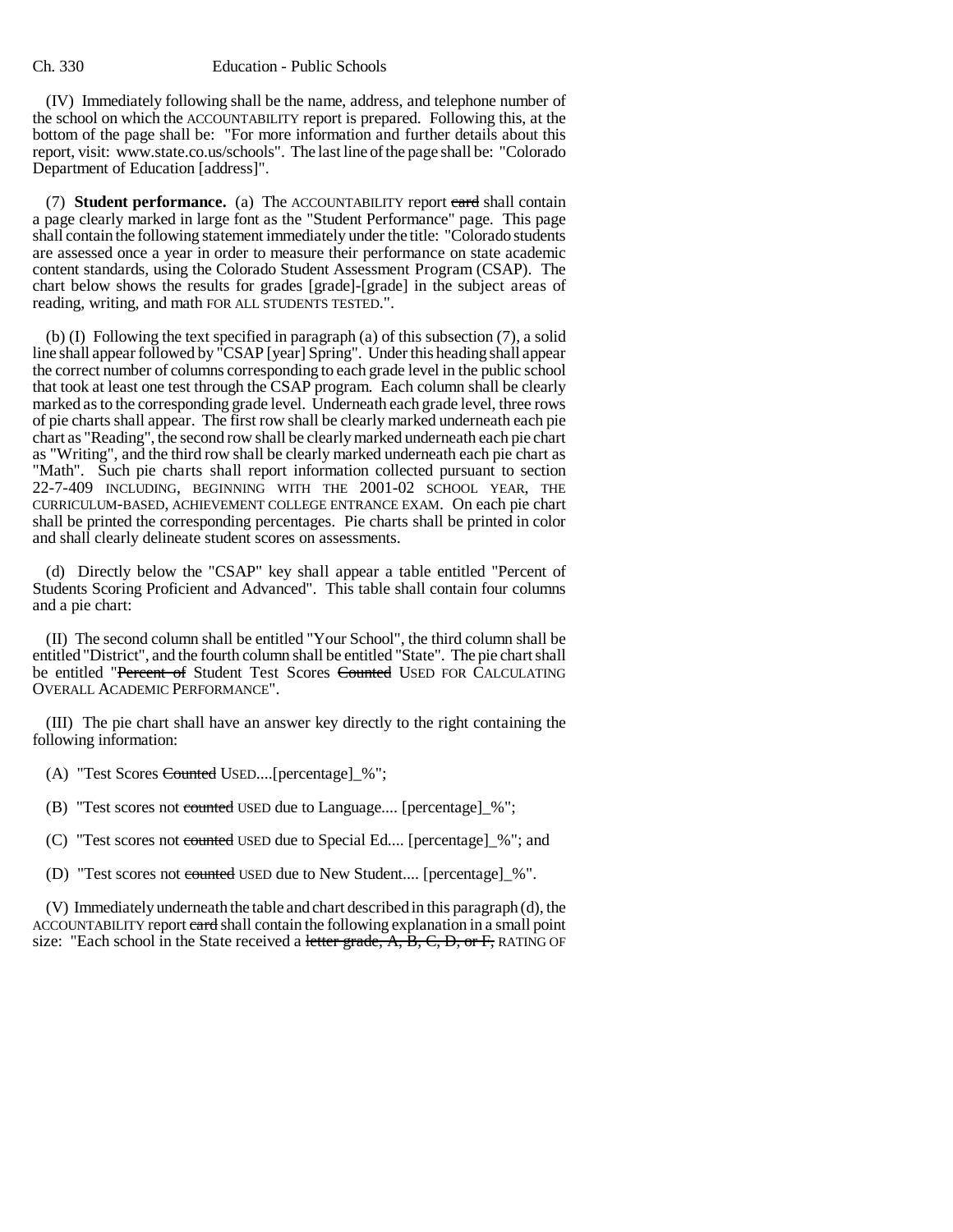(IV) Immediately following shall be the name, address, and telephone number of the school on which the ACCOUNTABILITY report is prepared. Following this, at the bottom of the page shall be: "For more information and further details about this report, visit: www.state.co.us/schools". The last line of the page shall be: "Colorado Department of Education [address]".

(7) **Student performance.** (a) The ACCOUNTABILITY report ~~card~~ shall contain a page clearly marked in large font as the "Student Performance" page. This page shall contain the following statement immediately under the title: "Colorado students are assessed once a year in order to measure their performance on state academic content standards, using the Colorado Student Assessment Program (CSAP). The chart below shows the results for grades [grade]-[grade] in the subject areas of reading, writing, and math FOR ALL STUDENTS TESTED.".

(b) (I) Following the text specified in paragraph (a) of this subsection (7), a solid line shall appear followed by "CSAP [year] Spring". Under this heading shall appear the correct number of columns corresponding to each grade level in the public school that took at least one test through the CSAP program. Each column shall be clearly marked as to the corresponding grade level. Underneath each grade level, three rows of pie charts shall appear. The first row shall be clearly marked underneath each pie chart as "Reading", the second row shall be clearly marked underneath each pie chart as "Writing", and the third row shall be clearly marked underneath each pie chart as "Math". Such pie charts shall report information collected pursuant to section 22-7-409 INCLUDING, BEGINNING WITH THE 2001-02 SCHOOL YEAR, THE CURRICULUM-BASED, ACHIEVEMENT COLLEGE ENTRANCE EXAM. On each pie chart shall be printed the corresponding percentages. Pie charts shall be printed in color and shall clearly delineate student scores on assessments.

(d) Directly below the "CSAP" key shall appear a table entitled "Percent of Students Scoring Proficient and Advanced". This table shall contain four columns and a pie chart:

(II) The second column shall be entitled "Your School", the third column shall be entitled "District", and the fourth column shall be entitled "State". The pie chart shall be entitled "~~Percent of~~ Student Test Scores ~~Counted~~ USED FOR CALCULATING OVERALL ACADEMIC PERFORMANCE".

(III) The pie chart shall have an answer key directly to the right containing the following information:

(A) "Test Scores ~~Counted~~ USED....[percentage]_%";

(B) "Test scores not ~~counted~~ USED due to Language.... [percentage]_%";

(C) "Test scores not ~~counted~~ USED due to Special Ed.... [percentage]_%"; and

(D) "Test scores not ~~counted~~ USED due to New Student.... [percentage]_%".

(V) Immediately underneath the table and chart described in this paragraph (d), the ACCOUNTABILITY report ~~card~~ shall contain the following explanation in a small point size: "Each school in the State received a ~~letter grade, A, B, C, D, or F,~~ RATING OF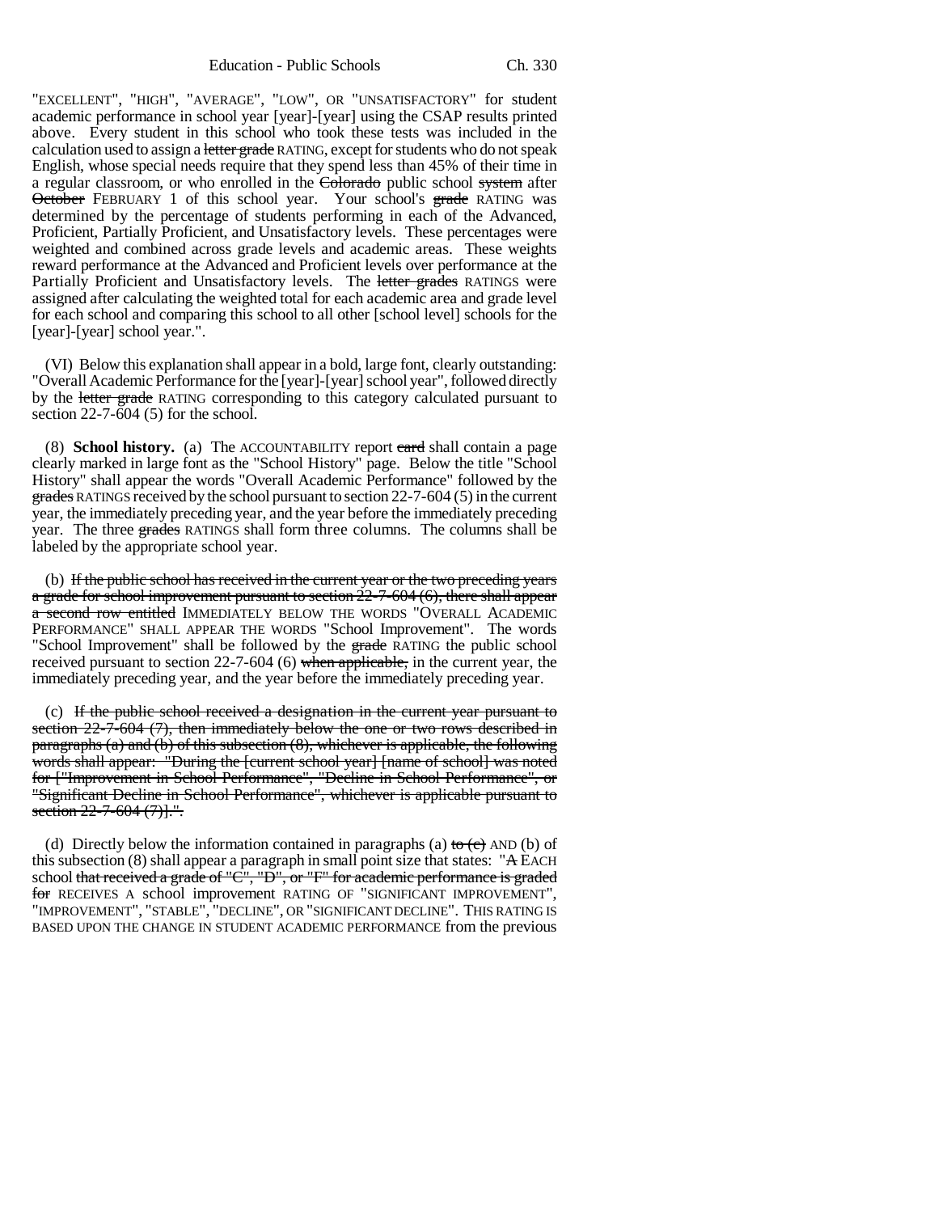"EXCELLENT", "HIGH", "AVERAGE", "LOW", OR "UNSATISFACTORY" for student academic performance in school year [year]-[year] using the CSAP results printed above. Every student in this school who took these tests was included in the calculation used to assign a ~~letter grade~~ RATING, except for students who do not speak English, whose special needs require that they spend less than 45% of their time in a regular classroom, or who enrolled in the ~~Colorado~~ public school ~~system~~ after ~~October~~ FEBRUARY 1 of this school year. Your school's ~~grade~~ RATING was determined by the percentage of students performing in each of the Advanced, Proficient, Partially Proficient, and Unsatisfactory levels. These percentages were weighted and combined across grade levels and academic areas. These weights reward performance at the Advanced and Proficient levels over performance at the Partially Proficient and Unsatisfactory levels. The ~~letter grades~~ RATINGS were assigned after calculating the weighted total for each academic area and grade level for each school and comparing this school to all other [school level] schools for the [year]-[year] school year.".

(VI) Below this explanation shall appear in a bold, large font, clearly outstanding: "Overall Academic Performance for the [year]-[year] school year", followed directly by the ~~letter grade~~ RATING corresponding to this category calculated pursuant to section 22-7-604 (5) for the school.

(8) **School history.** (a) The ACCOUNTABILITY report ~~card~~ shall contain a page clearly marked in large font as the "School History" page. Below the title "School History" shall appear the words "Overall Academic Performance" followed by the ~~grades~~ RATINGS received by the school pursuant to section 22-7-604 (5) in the current year, the immediately preceding year, and the year before the immediately preceding year. The three ~~grades~~ RATINGS shall form three columns. The columns shall be labeled by the appropriate school year.

(b) ~~If the public school has received in the current year or the two preceding years a grade for school improvement pursuant to section 22-7-604 (6), there shall appear a second row entitled~~ IMMEDIATELY BELOW THE WORDS "OVERALL ACADEMIC PERFORMANCE" SHALL APPEAR THE WORDS "School Improvement". The words "School Improvement" shall be followed by the ~~grade~~ RATING the public school received pursuant to section 22-7-604 (6) ~~when applicable,~~ in the current year, the immediately preceding year, and the year before the immediately preceding year.

(c) ~~If the public school received a designation in the current year pursuant to section 22-7-604 (7), then immediately below the one or two rows described in paragraphs (a) and (b) of this subsection (8), whichever is applicable, the following words shall appear: "During the [current school year] [name of school] was noted for ["Improvement in School Performance", "Decline in School Performance", or "Significant Decline in School Performance", whichever is applicable pursuant to section 22-7-604 (7)].".~~

(d) Directly below the information contained in paragraphs (a) ~~to (c)~~ AND (b) of this subsection (8) shall appear a paragraph in small point size that states: "~~A~~ EACH school ~~that received a grade of "C", "D", or "F" for academic performance is graded for~~ RECEIVES A school improvement RATING OF "SIGNIFICANT IMPROVEMENT", "IMPROVEMENT", "STABLE", "DECLINE", OR "SIGNIFICANT DECLINE". THIS RATING IS BASED UPON THE CHANGE IN STUDENT ACADEMIC PERFORMANCE from the previous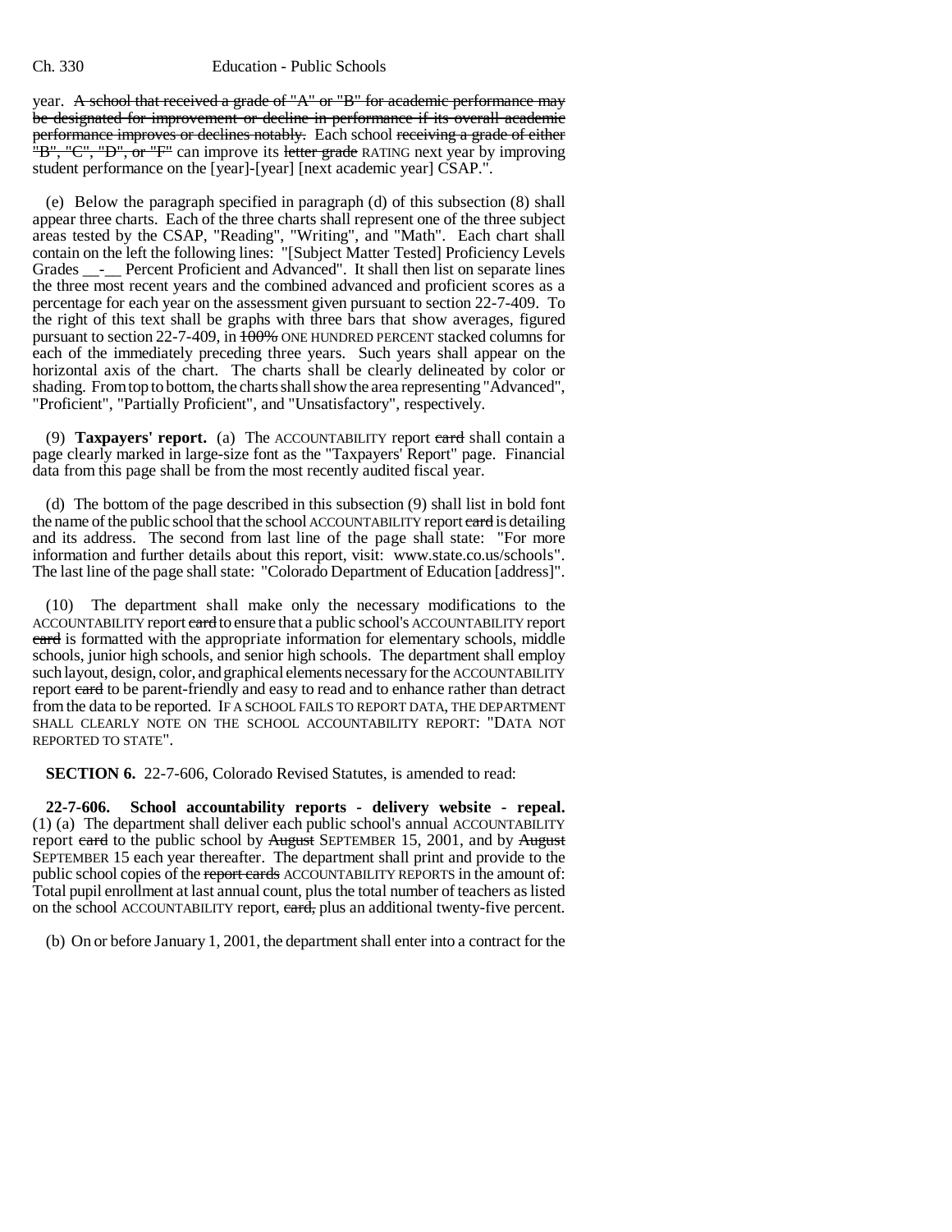year. A school that received a grade of "A" or "B" for academic performance may be designated for improvement or decline in performance if its overall academic performance improves or declines notably. Each school receiving a grade of either "B", "C", "D", or "F" can improve its letter grade RATING next year by improving student performance on the [year]-[year] [next academic year] CSAP.".

(e) Below the paragraph specified in paragraph (d) of this subsection (8) shall appear three charts. Each of the three charts shall represent one of the three subject areas tested by the CSAP, "Reading", "Writing", and "Math". Each chart shall contain on the left the following lines: "[Subject Matter Tested] Proficiency Levels Grades __-__ Percent Proficient and Advanced". It shall then list on separate lines the three most recent years and the combined advanced and proficient scores as a percentage for each year on the assessment given pursuant to section 22-7-409. To the right of this text shall be graphs with three bars that show averages, figured pursuant to section 22-7-409, in 100% ONE HUNDRED PERCENT stacked columns for each of the immediately preceding three years. Such years shall appear on the horizontal axis of the chart. The charts shall be clearly delineated by color or shading. From top to bottom, the charts shall show the area representing "Advanced", "Proficient", "Partially Proficient", and "Unsatisfactory", respectively.

(9) **Taxpayers' report.** (a) The ACCOUNTABILITY report card shall contain a page clearly marked in large-size font as the "Taxpayers' Report" page. Financial data from this page shall be from the most recently audited fiscal year.

(d) The bottom of the page described in this subsection (9) shall list in bold font the name of the public school that the school ACCOUNTABILITY report card is detailing and its address. The second from last line of the page shall state: "For more information and further details about this report, visit: www.state.co.us/schools". The last line of the page shall state: "Colorado Department of Education [address]".

(10) The department shall make only the necessary modifications to the ACCOUNTABILITY report card to ensure that a public school's ACCOUNTABILITY report card is formatted with the appropriate information for elementary schools, middle schools, junior high schools, and senior high schools. The department shall employ such layout, design, color, and graphical elements necessary for the ACCOUNTABILITY report card to be parent-friendly and easy to read and to enhance rather than detract from the data to be reported. IF A SCHOOL FAILS TO REPORT DATA, THE DEPARTMENT SHALL CLEARLY NOTE ON THE SCHOOL ACCOUNTABILITY REPORT: "DATA NOT REPORTED TO STATE".

**SECTION 6.** 22-7-606, Colorado Revised Statutes, is amended to read:

**22-7-606. School accountability reports - delivery website - repeal.** (1) (a) The department shall deliver each public school's annual ACCOUNTABILITY report card to the public school by August SEPTEMBER 15, 2001, and by August SEPTEMBER 15 each year thereafter. The department shall print and provide to the public school copies of the report cards ACCOUNTABILITY REPORTS in the amount of: Total pupil enrollment at last annual count, plus the total number of teachers as listed on the school ACCOUNTABILITY report, card, plus an additional twenty-five percent.

(b) On or before January 1, 2001, the department shall enter into a contract for the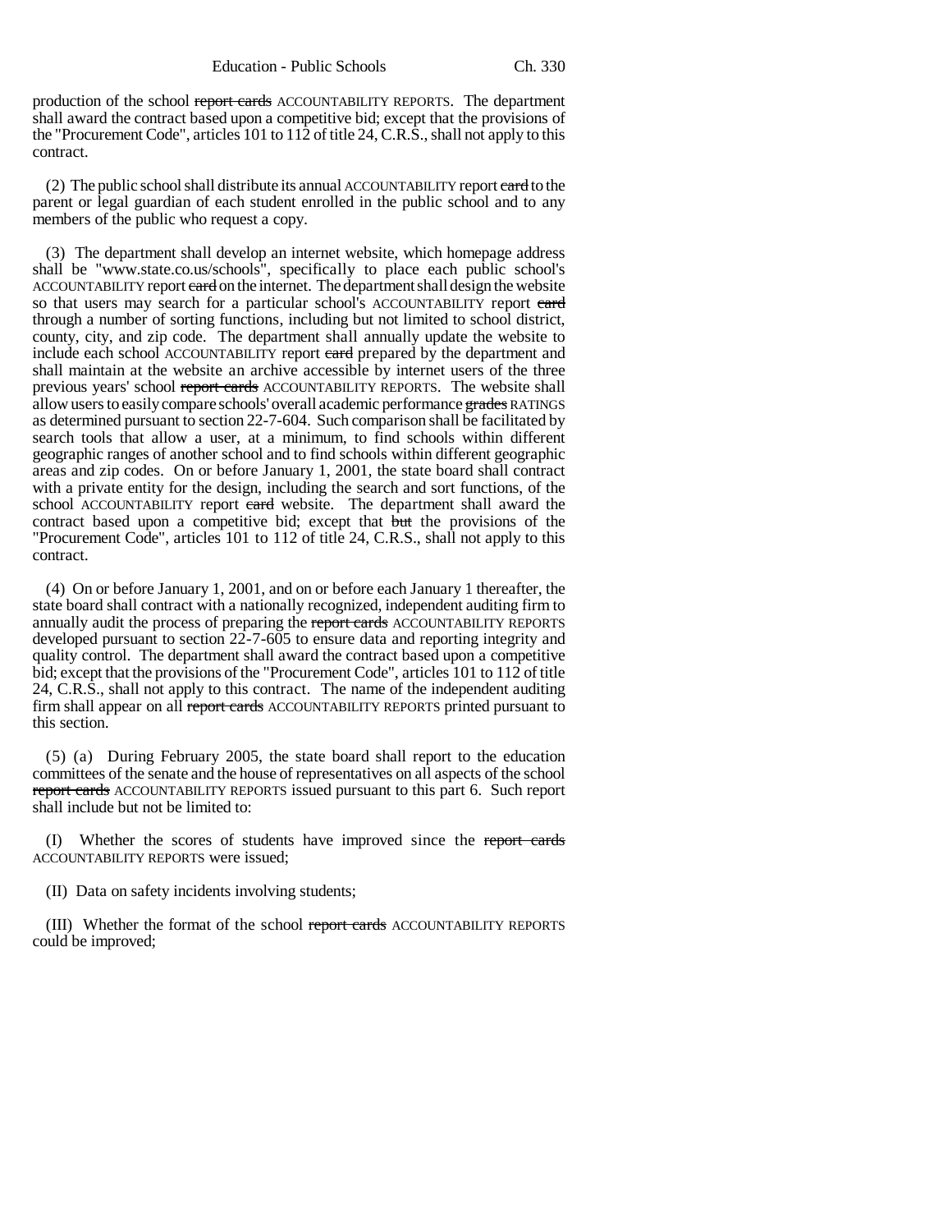production of the school ~~report cards~~ ACCOUNTABILITY REPORTS. The department shall award the contract based upon a competitive bid; except that the provisions of the "Procurement Code", articles 101 to 112 of title 24, C.R.S., shall not apply to this contract.

(2) The public school shall distribute its annual ACCOUNTABILITY report ~~card~~ to the parent or legal guardian of each student enrolled in the public school and to any members of the public who request a copy.

(3) The department shall develop an internet website, which homepage address shall be "www.state.co.us/schools", specifically to place each public school's ACCOUNTABILITY report ~~card~~ on the internet. The department shall design the website so that users may search for a particular school's ACCOUNTABILITY report ~~card~~ through a number of sorting functions, including but not limited to school district, county, city, and zip code. The department shall annually update the website to include each school ACCOUNTABILITY report ~~card~~ prepared by the department and shall maintain at the website an archive accessible by internet users of the three previous years' school ~~report cards~~ ACCOUNTABILITY REPORTS. The website shall allow users to easily compare schools' overall academic performance ~~grades~~ RATINGS as determined pursuant to section 22-7-604. Such comparison shall be facilitated by search tools that allow a user, at a minimum, to find schools within different geographic ranges of another school and to find schools within different geographic areas and zip codes. On or before January 1, 2001, the state board shall contract with a private entity for the design, including the search and sort functions, of the school ACCOUNTABILITY report ~~card~~ website. The department shall award the contract based upon a competitive bid; except that ~~but~~ the provisions of the "Procurement Code", articles 101 to 112 of title 24, C.R.S., shall not apply to this contract.

(4) On or before January 1, 2001, and on or before each January 1 thereafter, the state board shall contract with a nationally recognized, independent auditing firm to annually audit the process of preparing the ~~report cards~~ ACCOUNTABILITY REPORTS developed pursuant to section 22-7-605 to ensure data and reporting integrity and quality control. The department shall award the contract based upon a competitive bid; except that the provisions of the "Procurement Code", articles 101 to 112 of title 24, C.R.S., shall not apply to this contract. The name of the independent auditing firm shall appear on all ~~report cards~~ ACCOUNTABILITY REPORTS printed pursuant to this section.

(5) (a) During February 2005, the state board shall report to the education committees of the senate and the house of representatives on all aspects of the school ~~report cards~~ ACCOUNTABILITY REPORTS issued pursuant to this part 6. Such report shall include but not be limited to:

(I) Whether the scores of students have improved since the ~~report cards~~ ACCOUNTABILITY REPORTS were issued;

(II) Data on safety incidents involving students;

(III) Whether the format of the school ~~report cards~~ ACCOUNTABILITY REPORTS could be improved;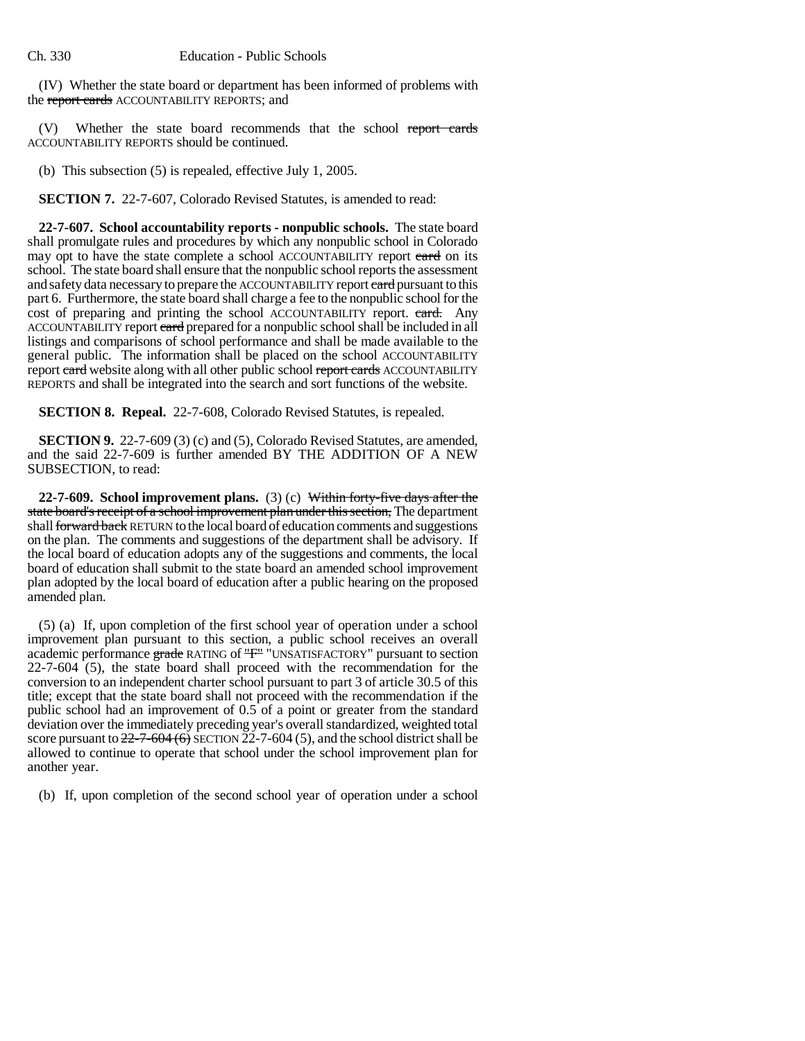(IV) Whether the state board or department has been informed of problems with the ~~report cards~~ ACCOUNTABILITY REPORTS; and

(V) Whether the state board recommends that the school ~~report cards~~ ACCOUNTABILITY REPORTS should be continued.

(b) This subsection (5) is repealed, effective July 1, 2005.

**SECTION 7.** 22-7-607, Colorado Revised Statutes, is amended to read:

**22-7-607. School accountability reports - nonpublic schools.** The state board shall promulgate rules and procedures by which any nonpublic school in Colorado may opt to have the state complete a school ACCOUNTABILITY report ~~card~~ on its school. The state board shall ensure that the nonpublic school reports the assessment and safety data necessary to prepare the ACCOUNTABILITY report ~~card~~ pursuant to this part 6. Furthermore, the state board shall charge a fee to the nonpublic school for the cost of preparing and printing the school ACCOUNTABILITY report. ~~card.~~ Any ACCOUNTABILITY report ~~card~~ prepared for a nonpublic school shall be included in all listings and comparisons of school performance and shall be made available to the general public. The information shall be placed on the school ACCOUNTABILITY report ~~card~~ website along with all other public school ~~report cards~~ ACCOUNTABILITY REPORTS and shall be integrated into the search and sort functions of the website.

**SECTION 8. Repeal.** 22-7-608, Colorado Revised Statutes, is repealed.

**SECTION 9.** 22-7-609 (3) (c) and (5), Colorado Revised Statutes, are amended, and the said 22-7-609 is further amended BY THE ADDITION OF A NEW SUBSECTION, to read:

**22-7-609. School improvement plans.** (3) (c) ~~Within forty-five days after the state board's receipt of a school improvement plan under this section,~~ The department shall ~~forward back~~ RETURN to the local board of education comments and suggestions on the plan. The comments and suggestions of the department shall be advisory. If the local board of education adopts any of the suggestions and comments, the local board of education shall submit to the state board an amended school improvement plan adopted by the local board of education after a public hearing on the proposed amended plan.

(5) (a) If, upon completion of the first school year of operation under a school improvement plan pursuant to this section, a public school receives an overall academic performance ~~grade~~ RATING of ~~"F"~~ "UNSATISFACTORY" pursuant to section 22-7-604 (5), the state board shall proceed with the recommendation for the conversion to an independent charter school pursuant to part 3 of article 30.5 of this title; except that the state board shall not proceed with the recommendation if the public school had an improvement of 0.5 of a point or greater from the standard deviation over the immediately preceding year's overall standardized, weighted total score pursuant to ~~22-7-604 (6)~~ SECTION 22-7-604 (5), and the school district shall be allowed to continue to operate that school under the school improvement plan for another year.

(b) If, upon completion of the second school year of operation under a school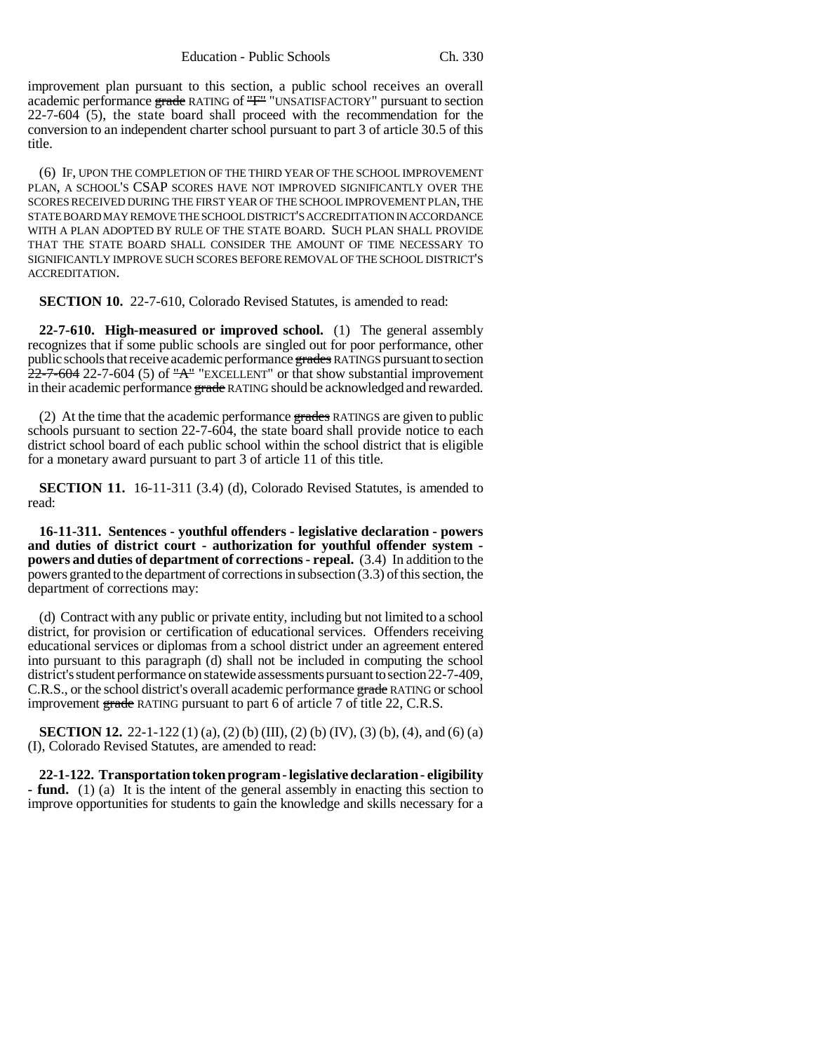improvement plan pursuant to this section, a public school receives an overall academic performance ~~grade~~ RATING of ~~"F"~~ "UNSATISFACTORY" pursuant to section 22-7-604 (5), the state board shall proceed with the recommendation for the conversion to an independent charter school pursuant to part 3 of article 30.5 of this title.

(6) IF, UPON THE COMPLETION OF THE THIRD YEAR OF THE SCHOOL IMPROVEMENT PLAN, A SCHOOL'S CSAP SCORES HAVE NOT IMPROVED SIGNIFICANTLY OVER THE SCORES RECEIVED DURING THE FIRST YEAR OF THE SCHOOL IMPROVEMENT PLAN, THE STATE BOARD MAY REMOVE THE SCHOOL DISTRICT'S ACCREDITATION IN ACCORDANCE WITH A PLAN ADOPTED BY RULE OF THE STATE BOARD. SUCH PLAN SHALL PROVIDE THAT THE STATE BOARD SHALL CONSIDER THE AMOUNT OF TIME NECESSARY TO SIGNIFICANTLY IMPROVE SUCH SCORES BEFORE REMOVAL OF THE SCHOOL DISTRICT'S ACCREDITATION.

**SECTION 10.** 22-7-610, Colorado Revised Statutes, is amended to read:

**22-7-610. High-measured or improved school.** (1) The general assembly recognizes that if some public schools are singled out for poor performance, other public schools that receive academic performance ~~grades~~ RATINGS pursuant to section ~~22-7-604~~ 22-7-604 (5) of ~~"A"~~ "EXCELLENT" or that show substantial improvement in their academic performance ~~grade~~ RATING should be acknowledged and rewarded.

(2) At the time that the academic performance ~~grades~~ RATINGS are given to public schools pursuant to section 22-7-604, the state board shall provide notice to each district school board of each public school within the school district that is eligible for a monetary award pursuant to part 3 of article 11 of this title.

**SECTION 11.** 16-11-311 (3.4) (d), Colorado Revised Statutes, is amended to read:

**16-11-311. Sentences - youthful offenders - legislative declaration - powers and duties of district court - authorization for youthful offender system - powers and duties of department of corrections - repeal.** (3.4) In addition to the powers granted to the department of corrections in subsection (3.3) of this section, the department of corrections may:

(d) Contract with any public or private entity, including but not limited to a school district, for provision or certification of educational services. Offenders receiving educational services or diplomas from a school district under an agreement entered into pursuant to this paragraph (d) shall not be included in computing the school district's student performance on statewide assessments pursuant to section 22-7-409, C.R.S., or the school district's overall academic performance ~~grade~~ RATING or school improvement ~~grade~~ RATING pursuant to part 6 of article 7 of title 22, C.R.S.

**SECTION 12.** 22-1-122 (1) (a), (2) (b) (III), (2) (b) (IV), (3) (b), (4), and (6) (a) (I), Colorado Revised Statutes, are amended to read:

**22-1-122. Transportation token program - legislative declaration - eligibility - fund.** (1) (a) It is the intent of the general assembly in enacting this section to improve opportunities for students to gain the knowledge and skills necessary for a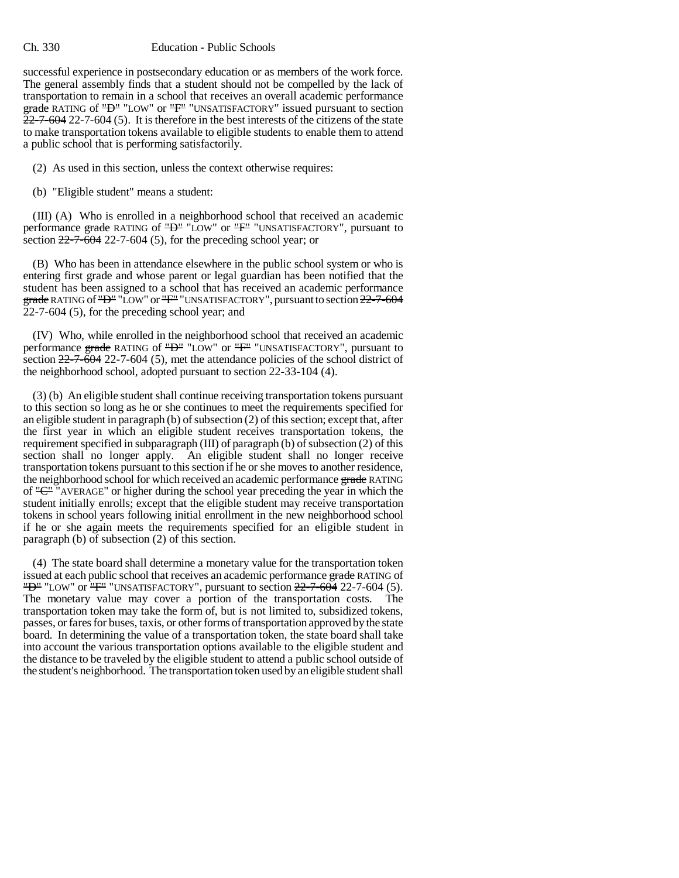successful experience in postsecondary education or as members of the work force. The general assembly finds that a student should not be compelled by the lack of transportation to remain in a school that receives an overall academic performance ~~grade~~ RATING of ~~"D"~~ "LOW" or ~~"F"~~ "UNSATISFACTORY" issued pursuant to section ~~22-7-604~~ 22-7-604 (5). It is therefore in the best interests of the citizens of the state to make transportation tokens available to eligible students to enable them to attend a public school that is performing satisfactorily.

(2) As used in this section, unless the context otherwise requires:

(b) "Eligible student" means a student:

(III) (A) Who is enrolled in a neighborhood school that received an academic performance ~~grade~~ RATING of ~~"D"~~ "LOW" or ~~"F"~~ "UNSATISFACTORY", pursuant to section ~~22-7-604~~ 22-7-604 (5), for the preceding school year; or

(B) Who has been in attendance elsewhere in the public school system or who is entering first grade and whose parent or legal guardian has been notified that the student has been assigned to a school that has received an academic performance ~~grade~~ RATING of ~~"D"~~ "LOW" or ~~"F"~~ "UNSATISFACTORY", pursuant to section ~~22-7-604~~ 22-7-604 (5), for the preceding school year; and

(IV) Who, while enrolled in the neighborhood school that received an academic performance ~~grade~~ RATING of ~~"D"~~ "LOW" or ~~"F"~~ "UNSATISFACTORY", pursuant to section ~~22-7-604~~ 22-7-604 (5), met the attendance policies of the school district of the neighborhood school, adopted pursuant to section 22-33-104 (4).

(3) (b) An eligible student shall continue receiving transportation tokens pursuant to this section so long as he or she continues to meet the requirements specified for an eligible student in paragraph (b) of subsection (2) of this section; except that, after the first year in which an eligible student receives transportation tokens, the requirement specified in subparagraph (III) of paragraph (b) of subsection (2) of this section shall no longer apply. An eligible student shall no longer receive transportation tokens pursuant to this section if he or she moves to another residence, the neighborhood school for which received an academic performance ~~grade~~ RATING of ~~"C"~~ "AVERAGE" or higher during the school year preceding the year in which the student initially enrolls; except that the eligible student may receive transportation tokens in school years following initial enrollment in the new neighborhood school if he or she again meets the requirements specified for an eligible student in paragraph (b) of subsection (2) of this section.

(4) The state board shall determine a monetary value for the transportation token issued at each public school that receives an academic performance ~~grade~~ RATING of ~~"D"~~ "LOW" or ~~"F"~~ "UNSATISFACTORY", pursuant to section ~~22-7-604~~ 22-7-604 (5). The monetary value may cover a portion of the transportation costs. The transportation token may take the form of, but is not limited to, subsidized tokens, passes, or fares for buses, taxis, or other forms of transportation approved by the state board. In determining the value of a transportation token, the state board shall take into account the various transportation options available to the eligible student and the distance to be traveled by the eligible student to attend a public school outside of the student's neighborhood. The transportation token used by an eligible student shall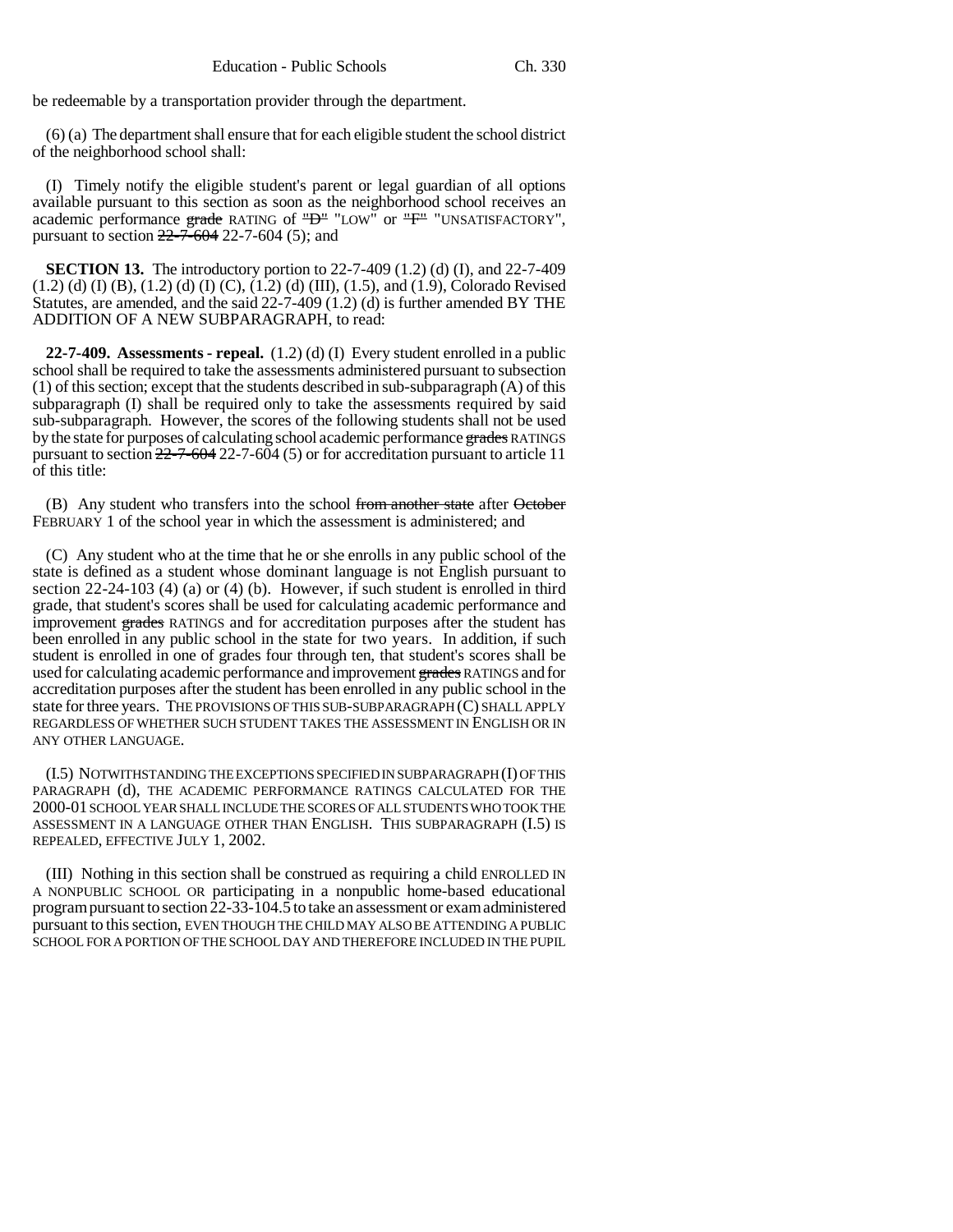be redeemable by a transportation provider through the department.

(6) (a) The department shall ensure that for each eligible student the school district of the neighborhood school shall:

(I) Timely notify the eligible student's parent or legal guardian of all options available pursuant to this section as soon as the neighborhood school receives an academic performance ~~grade~~ RATING of ~~"D"~~ "LOW" or ~~"F"~~ "UNSATISFACTORY", pursuant to section ~~22-7-604~~ 22-7-604 (5); and

**SECTION 13.** The introductory portion to 22-7-409 (1.2) (d) (I), and 22-7-409 (1.2) (d) (I) (B), (1.2) (d) (I) (C), (1.2) (d) (III), (1.5), and (1.9), Colorado Revised Statutes, are amended, and the said 22-7-409 (1.2) (d) is further amended BY THE ADDITION OF A NEW SUBPARAGRAPH, to read:

**22-7-409. Assessments - repeal.** (1.2) (d) (I) Every student enrolled in a public school shall be required to take the assessments administered pursuant to subsection (1) of this section; except that the students described in sub-subparagraph (A) of this subparagraph (I) shall be required only to take the assessments required by said sub-subparagraph. However, the scores of the following students shall not be used by the state for purposes of calculating school academic performance ~~grades~~ RATINGS pursuant to section ~~22-7-604~~ 22-7-604 (5) or for accreditation pursuant to article 11 of this title:

(B) Any student who transfers into the school ~~from another state~~ after ~~October~~ FEBRUARY 1 of the school year in which the assessment is administered; and

(C) Any student who at the time that he or she enrolls in any public school of the state is defined as a student whose dominant language is not English pursuant to section 22-24-103 (4) (a) or (4) (b). However, if such student is enrolled in third grade, that student's scores shall be used for calculating academic performance and improvement ~~grades~~ RATINGS and for accreditation purposes after the student has been enrolled in any public school in the state for two years. In addition, if such student is enrolled in one of grades four through ten, that student's scores shall be used for calculating academic performance and improvement ~~grades~~ RATINGS and for accreditation purposes after the student has been enrolled in any public school in the state for three years. THE PROVISIONS OF THIS SUB-SUBPARAGRAPH (C) SHALL APPLY REGARDLESS OF WHETHER SUCH STUDENT TAKES THE ASSESSMENT IN ENGLISH OR IN ANY OTHER LANGUAGE.

(I.5) NOTWITHSTANDING THE EXCEPTIONS SPECIFIED IN SUBPARAGRAPH (I) OF THIS PARAGRAPH (d), THE ACADEMIC PERFORMANCE RATINGS CALCULATED FOR THE 2000-01 SCHOOL YEAR SHALL INCLUDE THE SCORES OF ALL STUDENTS WHO TOOK THE ASSESSMENT IN A LANGUAGE OTHER THAN ENGLISH. THIS SUBPARAGRAPH (I.5) IS REPEALED, EFFECTIVE JULY 1, 2002.

(III) Nothing in this section shall be construed as requiring a child ENROLLED IN A NONPUBLIC SCHOOL OR participating in a nonpublic home-based educational program pursuant to section 22-33-104.5 to take an assessment or exam administered pursuant to this section, EVEN THOUGH THE CHILD MAY ALSO BE ATTENDING A PUBLIC SCHOOL FOR A PORTION OF THE SCHOOL DAY AND THEREFORE INCLUDED IN THE PUPIL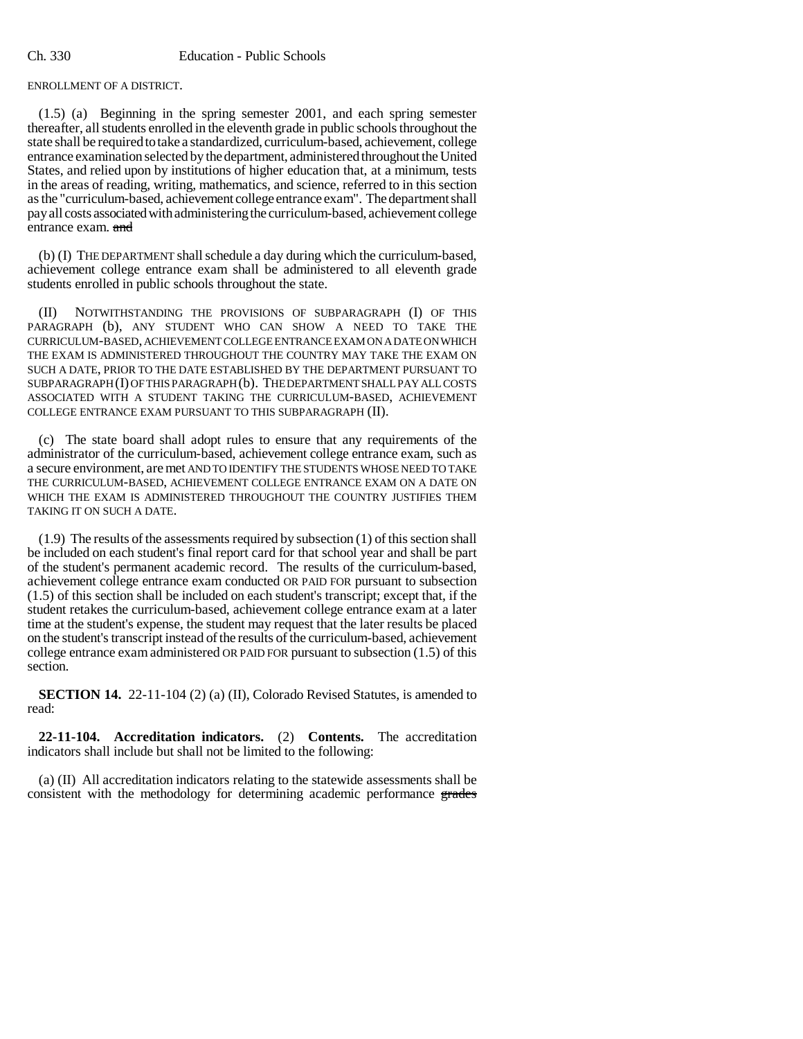ENROLLMENT OF A DISTRICT.

(1.5) (a) Beginning in the spring semester 2001, and each spring semester thereafter, all students enrolled in the eleventh grade in public schools throughout the state shall be required to take a standardized, curriculum-based, achievement, college entrance examination selected by the department, administered throughout the United States, and relied upon by institutions of higher education that, at a minimum, tests in the areas of reading, writing, mathematics, and science, referred to in this section as the "curriculum-based, achievement college entrance exam". The department shall pay all costs associated with administering the curriculum-based, achievement college entrance exam. ~~and~~

(b) (I) THE DEPARTMENT shall schedule a day during which the curriculum-based, achievement college entrance exam shall be administered to all eleventh grade students enrolled in public schools throughout the state.

(II) NOTWITHSTANDING THE PROVISIONS OF SUBPARAGRAPH (I) OF THIS PARAGRAPH (b), ANY STUDENT WHO CAN SHOW A NEED TO TAKE THE CURRICULUM-BASED, ACHIEVEMENT COLLEGE ENTRANCE EXAM ON A DATE ON WHICH THE EXAM IS ADMINISTERED THROUGHOUT THE COUNTRY MAY TAKE THE EXAM ON SUCH A DATE, PRIOR TO THE DATE ESTABLISHED BY THE DEPARTMENT PURSUANT TO SUBPARAGRAPH (I) OF THIS PARAGRAPH (b). THE DEPARTMENT SHALL PAY ALL COSTS ASSOCIATED WITH A STUDENT TAKING THE CURRICULUM-BASED, ACHIEVEMENT COLLEGE ENTRANCE EXAM PURSUANT TO THIS SUBPARAGRAPH (II).

(c) The state board shall adopt rules to ensure that any requirements of the administrator of the curriculum-based, achievement college entrance exam, such as a secure environment, are met AND TO IDENTIFY THE STUDENTS WHOSE NEED TO TAKE THE CURRICULUM-BASED, ACHIEVEMENT COLLEGE ENTRANCE EXAM ON A DATE ON WHICH THE EXAM IS ADMINISTERED THROUGHOUT THE COUNTRY JUSTIFIES THEM TAKING IT ON SUCH A DATE.

(1.9) The results of the assessments required by subsection (1) of this section shall be included on each student's final report card for that school year and shall be part of the student's permanent academic record. The results of the curriculum-based, achievement college entrance exam conducted OR PAID FOR pursuant to subsection (1.5) of this section shall be included on each student's transcript; except that, if the student retakes the curriculum-based, achievement college entrance exam at a later time at the student's expense, the student may request that the later results be placed on the student's transcript instead of the results of the curriculum-based, achievement college entrance exam administered OR PAID FOR pursuant to subsection (1.5) of this section.

**SECTION 14.** 22-11-104 (2) (a) (II), Colorado Revised Statutes, is amended to read:

**22-11-104. Accreditation indicators.** (2) **Contents.** The accreditation indicators shall include but shall not be limited to the following:

(a) (II) All accreditation indicators relating to the statewide assessments shall be consistent with the methodology for determining academic performance ~~grades~~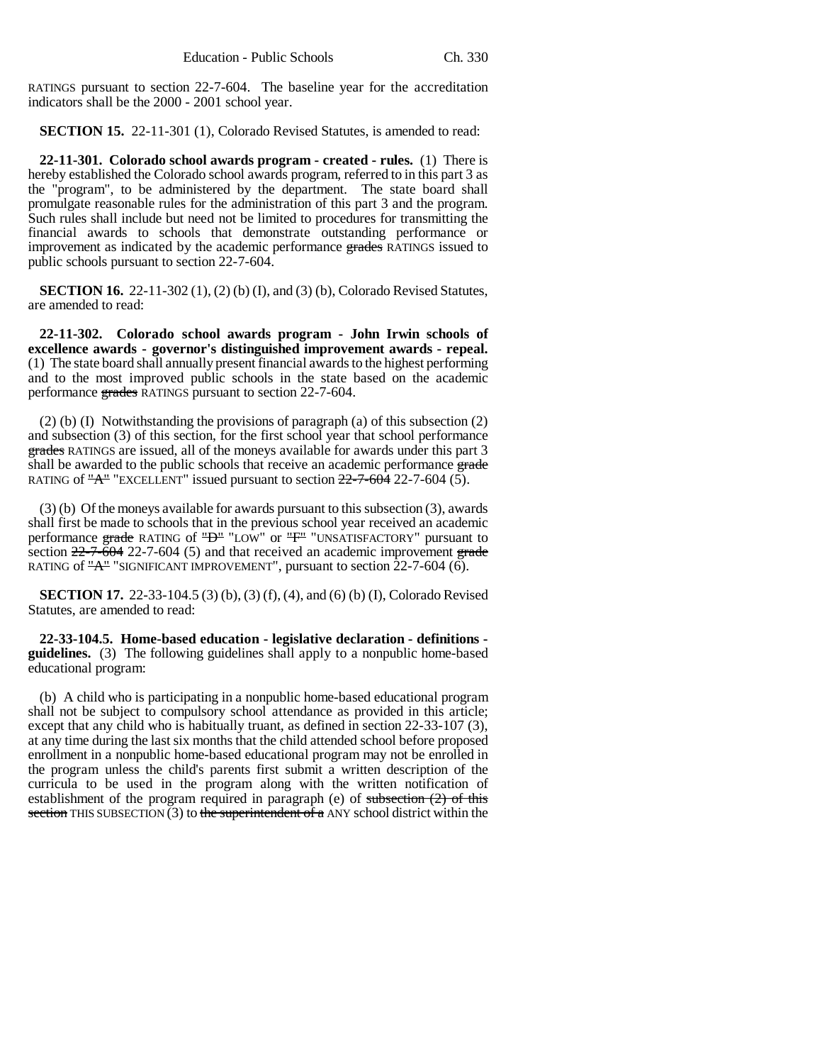RATINGS pursuant to section 22-7-604. The baseline year for the accreditation indicators shall be the 2000 - 2001 school year.

**SECTION 15.** 22-11-301 (1), Colorado Revised Statutes, is amended to read:

**22-11-301. Colorado school awards program - created - rules.** (1) There is hereby established the Colorado school awards program, referred to in this part 3 as the "program", to be administered by the department. The state board shall promulgate reasonable rules for the administration of this part 3 and the program. Such rules shall include but need not be limited to procedures for transmitting the financial awards to schools that demonstrate outstanding performance or improvement as indicated by the academic performance ~~grades~~ RATINGS issued to public schools pursuant to section 22-7-604.

**SECTION 16.** 22-11-302 (1), (2) (b) (I), and (3) (b), Colorado Revised Statutes, are amended to read:

**22-11-302. Colorado school awards program - John Irwin schools of excellence awards - governor's distinguished improvement awards - repeal.** (1) The state board shall annually present financial awards to the highest performing and to the most improved public schools in the state based on the academic performance ~~grades~~ RATINGS pursuant to section 22-7-604.

(2) (b) (I) Notwithstanding the provisions of paragraph (a) of this subsection (2) and subsection (3) of this section, for the first school year that school performance ~~grades~~ RATINGS are issued, all of the moneys available for awards under this part 3 shall be awarded to the public schools that receive an academic performance ~~grade~~ RATING of ~~"A"~~ "EXCELLENT" issued pursuant to section ~~22-7-604~~ 22-7-604 (5).

(3) (b) Of the moneys available for awards pursuant to this subsection (3), awards shall first be made to schools that in the previous school year received an academic performance ~~grade~~ RATING of ~~"D"~~ "LOW" or ~~"F"~~ "UNSATISFACTORY" pursuant to section ~~22-7-604~~ 22-7-604 (5) and that received an academic improvement ~~grade~~ RATING of ~~"A"~~ "SIGNIFICANT IMPROVEMENT", pursuant to section 22-7-604 (6).

**SECTION 17.** 22-33-104.5 (3) (b), (3) (f), (4), and (6) (b) (I), Colorado Revised Statutes, are amended to read:

**22-33-104.5. Home-based education - legislative declaration - definitions - guidelines.** (3) The following guidelines shall apply to a nonpublic home-based educational program:

(b) A child who is participating in a nonpublic home-based educational program shall not be subject to compulsory school attendance as provided in this article; except that any child who is habitually truant, as defined in section 22-33-107 (3), at any time during the last six months that the child attended school before proposed enrollment in a nonpublic home-based educational program may not be enrolled in the program unless the child's parents first submit a written description of the curricula to be used in the program along with the written notification of establishment of the program required in paragraph (e) of ~~subsection (2) of this section~~ THIS SUBSECTION (3) to ~~the superintendent of a~~ ANY school district within the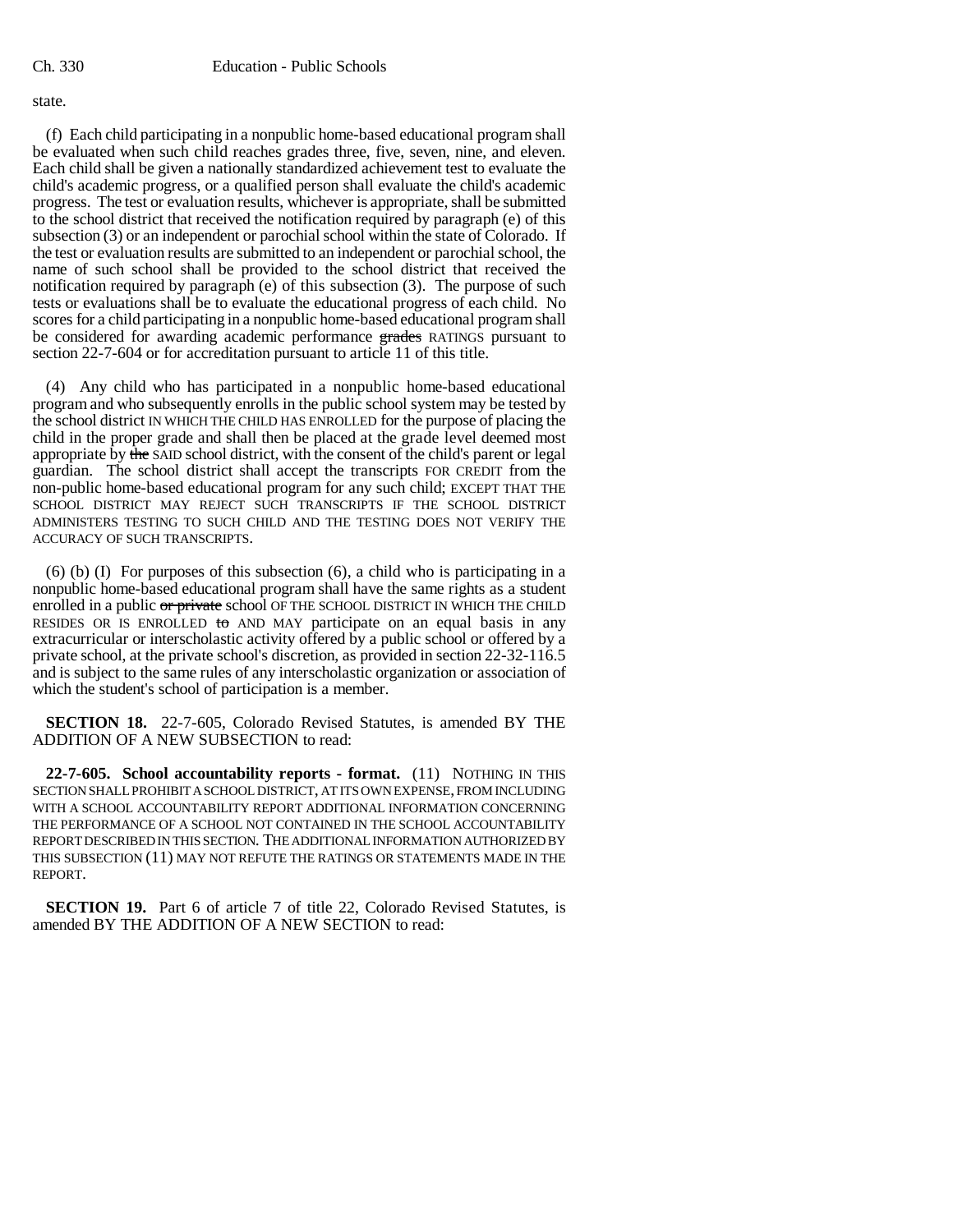state.

(f) Each child participating in a nonpublic home-based educational program shall be evaluated when such child reaches grades three, five, seven, nine, and eleven. Each child shall be given a nationally standardized achievement test to evaluate the child's academic progress, or a qualified person shall evaluate the child's academic progress. The test or evaluation results, whichever is appropriate, shall be submitted to the school district that received the notification required by paragraph (e) of this subsection (3) or an independent or parochial school within the state of Colorado. If the test or evaluation results are submitted to an independent or parochial school, the name of such school shall be provided to the school district that received the notification required by paragraph (e) of this subsection (3). The purpose of such tests or evaluations shall be to evaluate the educational progress of each child. No scores for a child participating in a nonpublic home-based educational program shall be considered for awarding academic performance ~~grades~~ RATINGS pursuant to section 22-7-604 or for accreditation pursuant to article 11 of this title.

(4) Any child who has participated in a nonpublic home-based educational program and who subsequently enrolls in the public school system may be tested by the school district IN WHICH THE CHILD HAS ENROLLED for the purpose of placing the child in the proper grade and shall then be placed at the grade level deemed most appropriate by ~~the~~ SAID school district, with the consent of the child's parent or legal guardian. The school district shall accept the transcripts FOR CREDIT from the non-public home-based educational program for any such child; EXCEPT THAT THE SCHOOL DISTRICT MAY REJECT SUCH TRANSCRIPTS IF THE SCHOOL DISTRICT ADMINISTERS TESTING TO SUCH CHILD AND THE TESTING DOES NOT VERIFY THE ACCURACY OF SUCH TRANSCRIPTS.

(6) (b) (I) For purposes of this subsection (6), a child who is participating in a nonpublic home-based educational program shall have the same rights as a student enrolled in a public ~~or private~~ school OF THE SCHOOL DISTRICT IN WHICH THE CHILD RESIDES OR IS ENROLLED ~~to~~ AND MAY participate on an equal basis in any extracurricular or interscholastic activity offered by a public school or offered by a private school, at the private school's discretion, as provided in section 22-32-116.5 and is subject to the same rules of any interscholastic organization or association of which the student's school of participation is a member.

**SECTION 18.** 22-7-605, Colorado Revised Statutes, is amended BY THE ADDITION OF A NEW SUBSECTION to read:

**22-7-605. School accountability reports - format.** (11) NOTHING IN THIS SECTION SHALL PROHIBIT A SCHOOL DISTRICT, AT ITS OWN EXPENSE, FROM INCLUDING WITH A SCHOOL ACCOUNTABILITY REPORT ADDITIONAL INFORMATION CONCERNING THE PERFORMANCE OF A SCHOOL NOT CONTAINED IN THE SCHOOL ACCOUNTABILITY REPORT DESCRIBED IN THIS SECTION. THE ADDITIONAL INFORMATION AUTHORIZED BY THIS SUBSECTION (11) MAY NOT REFUTE THE RATINGS OR STATEMENTS MADE IN THE REPORT.

**SECTION 19.** Part 6 of article 7 of title 22, Colorado Revised Statutes, is amended BY THE ADDITION OF A NEW SECTION to read: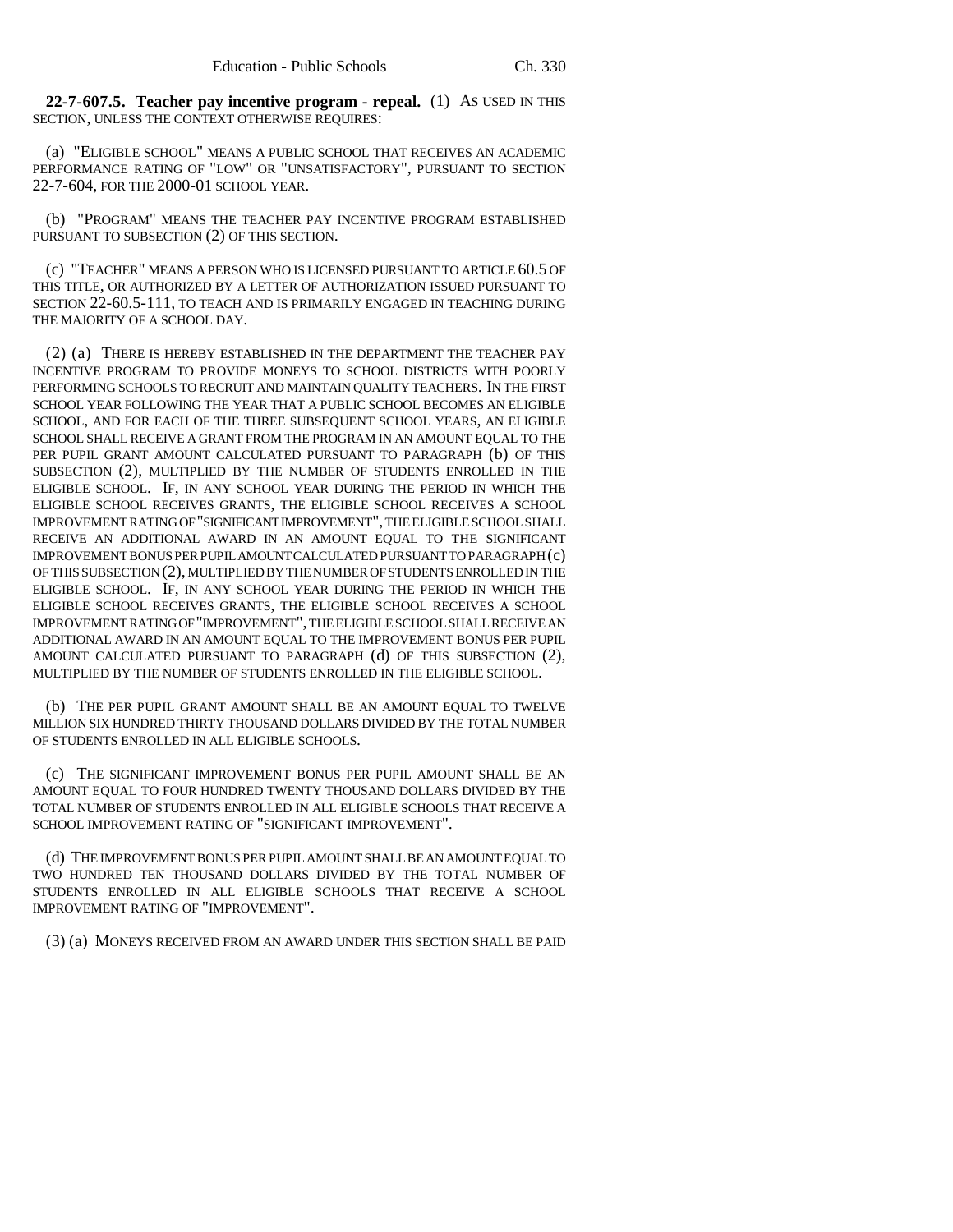**22-7-607.5. Teacher pay incentive program - repeal.** (1) AS USED IN THIS SECTION, UNLESS THE CONTEXT OTHERWISE REQUIRES:

(a) "ELIGIBLE SCHOOL" MEANS A PUBLIC SCHOOL THAT RECEIVES AN ACADEMIC PERFORMANCE RATING OF "LOW" OR "UNSATISFACTORY", PURSUANT TO SECTION 22-7-604, FOR THE 2000-01 SCHOOL YEAR.

(b) "PROGRAM" MEANS THE TEACHER PAY INCENTIVE PROGRAM ESTABLISHED PURSUANT TO SUBSECTION (2) OF THIS SECTION.

(c) "TEACHER" MEANS A PERSON WHO IS LICENSED PURSUANT TO ARTICLE 60.5 OF THIS TITLE, OR AUTHORIZED BY A LETTER OF AUTHORIZATION ISSUED PURSUANT TO SECTION 22-60.5-111, TO TEACH AND IS PRIMARILY ENGAGED IN TEACHING DURING THE MAJORITY OF A SCHOOL DAY.

(2) (a) THERE IS HEREBY ESTABLISHED IN THE DEPARTMENT THE TEACHER PAY INCENTIVE PROGRAM TO PROVIDE MONEYS TO SCHOOL DISTRICTS WITH POORLY PERFORMING SCHOOLS TO RECRUIT AND MAINTAIN QUALITY TEACHERS. IN THE FIRST SCHOOL YEAR FOLLOWING THE YEAR THAT A PUBLIC SCHOOL BECOMES AN ELIGIBLE SCHOOL, AND FOR EACH OF THE THREE SUBSEQUENT SCHOOL YEARS, AN ELIGIBLE SCHOOL SHALL RECEIVE A GRANT FROM THE PROGRAM IN AN AMOUNT EQUAL TO THE PER PUPIL GRANT AMOUNT CALCULATED PURSUANT TO PARAGRAPH (b) OF THIS SUBSECTION (2), MULTIPLIED BY THE NUMBER OF STUDENTS ENROLLED IN THE ELIGIBLE SCHOOL. IF, IN ANY SCHOOL YEAR DURING THE PERIOD IN WHICH THE ELIGIBLE SCHOOL RECEIVES GRANTS, THE ELIGIBLE SCHOOL RECEIVES A SCHOOL IMPROVEMENT RATING OF "SIGNIFICANT IMPROVEMENT", THE ELIGIBLE SCHOOL SHALL RECEIVE AN ADDITIONAL AWARD IN AN AMOUNT EQUAL TO THE SIGNIFICANT IMPROVEMENT BONUS PER PUPIL AMOUNT CALCULATED PURSUANT TO PARAGRAPH (c) OF THIS SUBSECTION (2), MULTIPLIED BY THE NUMBER OF STUDENTS ENROLLED IN THE ELIGIBLE SCHOOL. IF, IN ANY SCHOOL YEAR DURING THE PERIOD IN WHICH THE ELIGIBLE SCHOOL RECEIVES GRANTS, THE ELIGIBLE SCHOOL RECEIVES A SCHOOL IMPROVEMENT RATING OF "IMPROVEMENT", THE ELIGIBLE SCHOOL SHALL RECEIVE AN ADDITIONAL AWARD IN AN AMOUNT EQUAL TO THE IMPROVEMENT BONUS PER PUPIL AMOUNT CALCULATED PURSUANT TO PARAGRAPH (d) OF THIS SUBSECTION (2), MULTIPLIED BY THE NUMBER OF STUDENTS ENROLLED IN THE ELIGIBLE SCHOOL.

(b) THE PER PUPIL GRANT AMOUNT SHALL BE AN AMOUNT EQUAL TO TWELVE MILLION SIX HUNDRED THIRTY THOUSAND DOLLARS DIVIDED BY THE TOTAL NUMBER OF STUDENTS ENROLLED IN ALL ELIGIBLE SCHOOLS.

(c) THE SIGNIFICANT IMPROVEMENT BONUS PER PUPIL AMOUNT SHALL BE AN AMOUNT EQUAL TO FOUR HUNDRED TWENTY THOUSAND DOLLARS DIVIDED BY THE TOTAL NUMBER OF STUDENTS ENROLLED IN ALL ELIGIBLE SCHOOLS THAT RECEIVE A SCHOOL IMPROVEMENT RATING OF "SIGNIFICANT IMPROVEMENT".

(d) THE IMPROVEMENT BONUS PER PUPIL AMOUNT SHALL BE AN AMOUNT EQUAL TO TWO HUNDRED TEN THOUSAND DOLLARS DIVIDED BY THE TOTAL NUMBER OF STUDENTS ENROLLED IN ALL ELIGIBLE SCHOOLS THAT RECEIVE A SCHOOL IMPROVEMENT RATING OF "IMPROVEMENT".

(3) (a) MONEYS RECEIVED FROM AN AWARD UNDER THIS SECTION SHALL BE PAID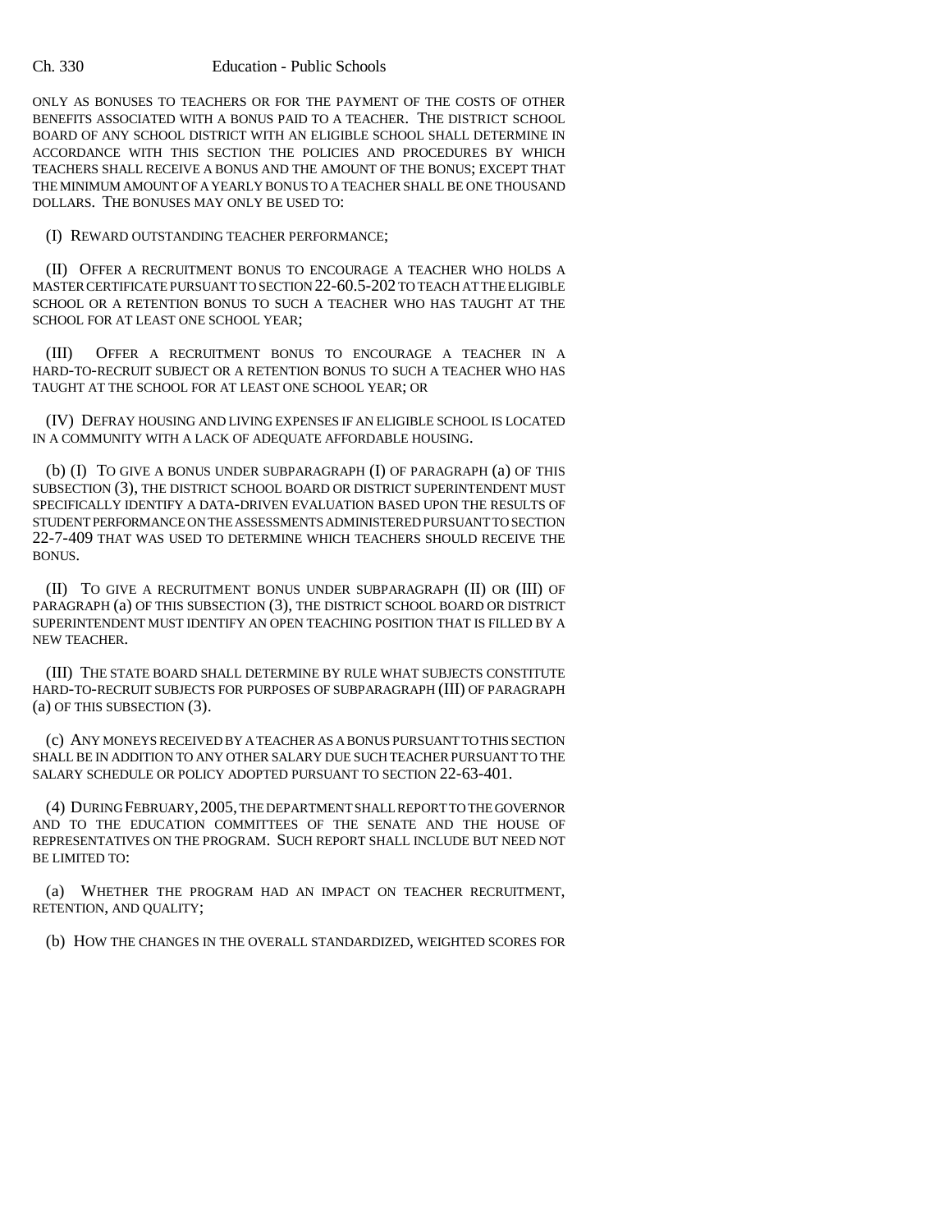ONLY AS BONUSES TO TEACHERS OR FOR THE PAYMENT OF THE COSTS OF OTHER BENEFITS ASSOCIATED WITH A BONUS PAID TO A TEACHER. THE DISTRICT SCHOOL BOARD OF ANY SCHOOL DISTRICT WITH AN ELIGIBLE SCHOOL SHALL DETERMINE IN ACCORDANCE WITH THIS SECTION THE POLICIES AND PROCEDURES BY WHICH TEACHERS SHALL RECEIVE A BONUS AND THE AMOUNT OF THE BONUS; EXCEPT THAT THE MINIMUM AMOUNT OF A YEARLY BONUS TO A TEACHER SHALL BE ONE THOUSAND DOLLARS. THE BONUSES MAY ONLY BE USED TO:

(I) REWARD OUTSTANDING TEACHER PERFORMANCE;

(II) OFFER A RECRUITMENT BONUS TO ENCOURAGE A TEACHER WHO HOLDS A MASTER CERTIFICATE PURSUANT TO SECTION 22-60.5-202 TO TEACH AT THE ELIGIBLE SCHOOL OR A RETENTION BONUS TO SUCH A TEACHER WHO HAS TAUGHT AT THE SCHOOL FOR AT LEAST ONE SCHOOL YEAR;

(III) OFFER A RECRUITMENT BONUS TO ENCOURAGE A TEACHER IN A HARD-TO-RECRUIT SUBJECT OR A RETENTION BONUS TO SUCH A TEACHER WHO HAS TAUGHT AT THE SCHOOL FOR AT LEAST ONE SCHOOL YEAR; OR

(IV) DEFRAY HOUSING AND LIVING EXPENSES IF AN ELIGIBLE SCHOOL IS LOCATED IN A COMMUNITY WITH A LACK OF ADEQUATE AFFORDABLE HOUSING.

(b) (I) TO GIVE A BONUS UNDER SUBPARAGRAPH (I) OF PARAGRAPH (a) OF THIS SUBSECTION (3), THE DISTRICT SCHOOL BOARD OR DISTRICT SUPERINTENDENT MUST SPECIFICALLY IDENTIFY A DATA-DRIVEN EVALUATION BASED UPON THE RESULTS OF STUDENT PERFORMANCE ON THE ASSESSMENTS ADMINISTERED PURSUANT TO SECTION 22-7-409 THAT WAS USED TO DETERMINE WHICH TEACHERS SHOULD RECEIVE THE BONUS.

(II) TO GIVE A RECRUITMENT BONUS UNDER SUBPARAGRAPH (II) OR (III) OF PARAGRAPH (a) OF THIS SUBSECTION (3), THE DISTRICT SCHOOL BOARD OR DISTRICT SUPERINTENDENT MUST IDENTIFY AN OPEN TEACHING POSITION THAT IS FILLED BY A NEW TEACHER.

(III) THE STATE BOARD SHALL DETERMINE BY RULE WHAT SUBJECTS CONSTITUTE HARD-TO-RECRUIT SUBJECTS FOR PURPOSES OF SUBPARAGRAPH (III) OF PARAGRAPH (a) OF THIS SUBSECTION (3).

(c) ANY MONEYS RECEIVED BY A TEACHER AS A BONUS PURSUANT TO THIS SECTION SHALL BE IN ADDITION TO ANY OTHER SALARY DUE SUCH TEACHER PURSUANT TO THE SALARY SCHEDULE OR POLICY ADOPTED PURSUANT TO SECTION 22-63-401.

(4) DURING FEBRUARY, 2005, THE DEPARTMENT SHALL REPORT TO THE GOVERNOR AND TO THE EDUCATION COMMITTEES OF THE SENATE AND THE HOUSE OF REPRESENTATIVES ON THE PROGRAM. SUCH REPORT SHALL INCLUDE BUT NEED NOT BE LIMITED TO:

(a) WHETHER THE PROGRAM HAD AN IMPACT ON TEACHER RECRUITMENT, RETENTION, AND QUALITY;

(b) HOW THE CHANGES IN THE OVERALL STANDARDIZED, WEIGHTED SCORES FOR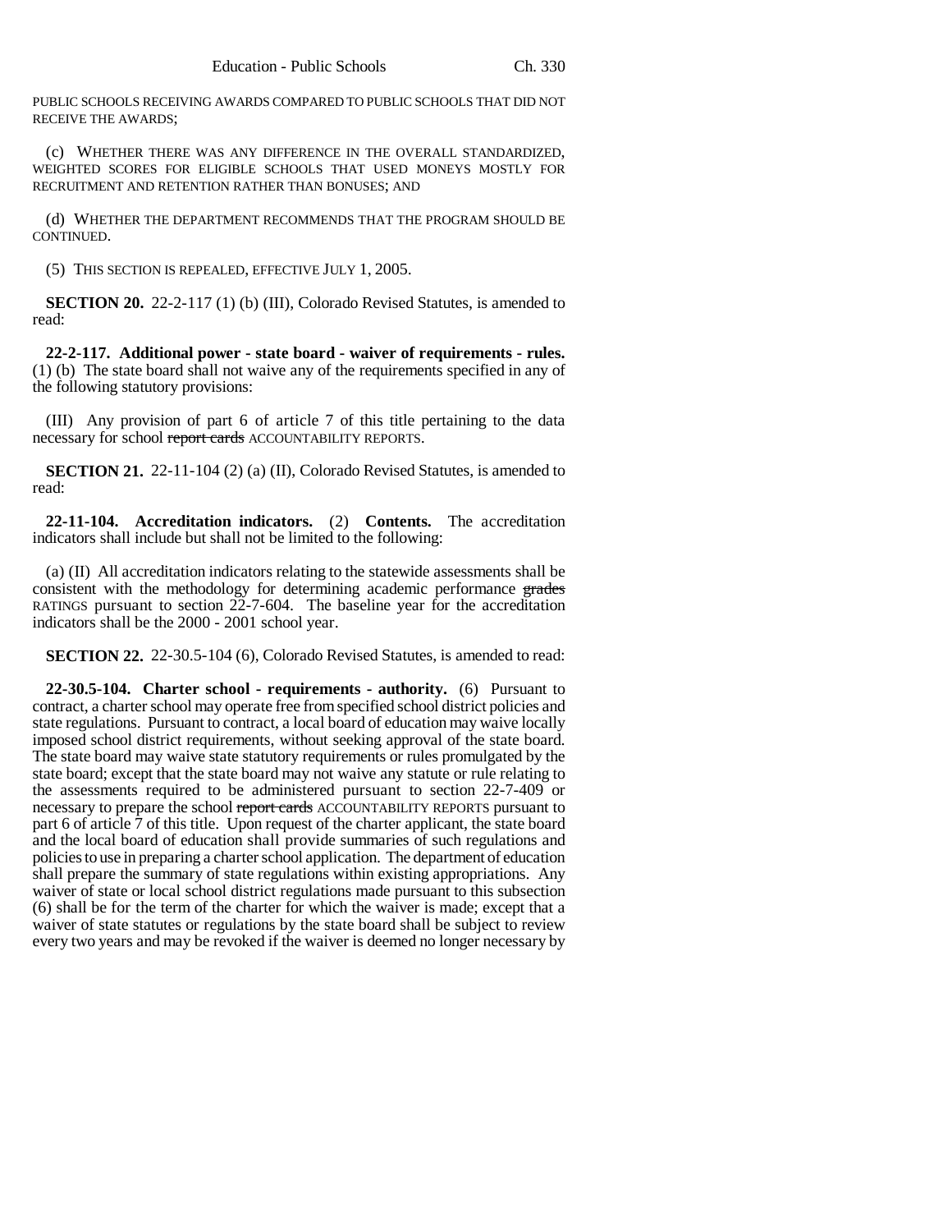PUBLIC SCHOOLS RECEIVING AWARDS COMPARED TO PUBLIC SCHOOLS THAT DID NOT RECEIVE THE AWARDS;

(c) WHETHER THERE WAS ANY DIFFERENCE IN THE OVERALL STANDARDIZED, WEIGHTED SCORES FOR ELIGIBLE SCHOOLS THAT USED MONEYS MOSTLY FOR RECRUITMENT AND RETENTION RATHER THAN BONUSES; AND

(d) WHETHER THE DEPARTMENT RECOMMENDS THAT THE PROGRAM SHOULD BE CONTINUED.

(5) THIS SECTION IS REPEALED, EFFECTIVE JULY 1, 2005.

**SECTION 20.** 22-2-117 (1) (b) (III), Colorado Revised Statutes, is amended to read:

**22-2-117. Additional power - state board - waiver of requirements - rules.** (1) (b) The state board shall not waive any of the requirements specified in any of the following statutory provisions:

(III) Any provision of part 6 of article 7 of this title pertaining to the data necessary for school ~~report cards~~ ACCOUNTABILITY REPORTS.

**SECTION 21.** 22-11-104 (2) (a) (II), Colorado Revised Statutes, is amended to read:

**22-11-104. Accreditation indicators.** (2) **Contents.** The accreditation indicators shall include but shall not be limited to the following:

(a) (II) All accreditation indicators relating to the statewide assessments shall be consistent with the methodology for determining academic performance ~~grades~~ RATINGS pursuant to section 22-7-604. The baseline year for the accreditation indicators shall be the 2000 - 2001 school year.

**SECTION 22.** 22-30.5-104 (6), Colorado Revised Statutes, is amended to read:

**22-30.5-104. Charter school - requirements - authority.** (6) Pursuant to contract, a charter school may operate free from specified school district policies and state regulations. Pursuant to contract, a local board of education may waive locally imposed school district requirements, without seeking approval of the state board. The state board may waive state statutory requirements or rules promulgated by the state board; except that the state board may not waive any statute or rule relating to the assessments required to be administered pursuant to section 22-7-409 or necessary to prepare the school ~~report cards~~ ACCOUNTABILITY REPORTS pursuant to part 6 of article 7 of this title. Upon request of the charter applicant, the state board and the local board of education shall provide summaries of such regulations and policies to use in preparing a charter school application. The department of education shall prepare the summary of state regulations within existing appropriations. Any waiver of state or local school district regulations made pursuant to this subsection (6) shall be for the term of the charter for which the waiver is made; except that a waiver of state statutes or regulations by the state board shall be subject to review every two years and may be revoked if the waiver is deemed no longer necessary by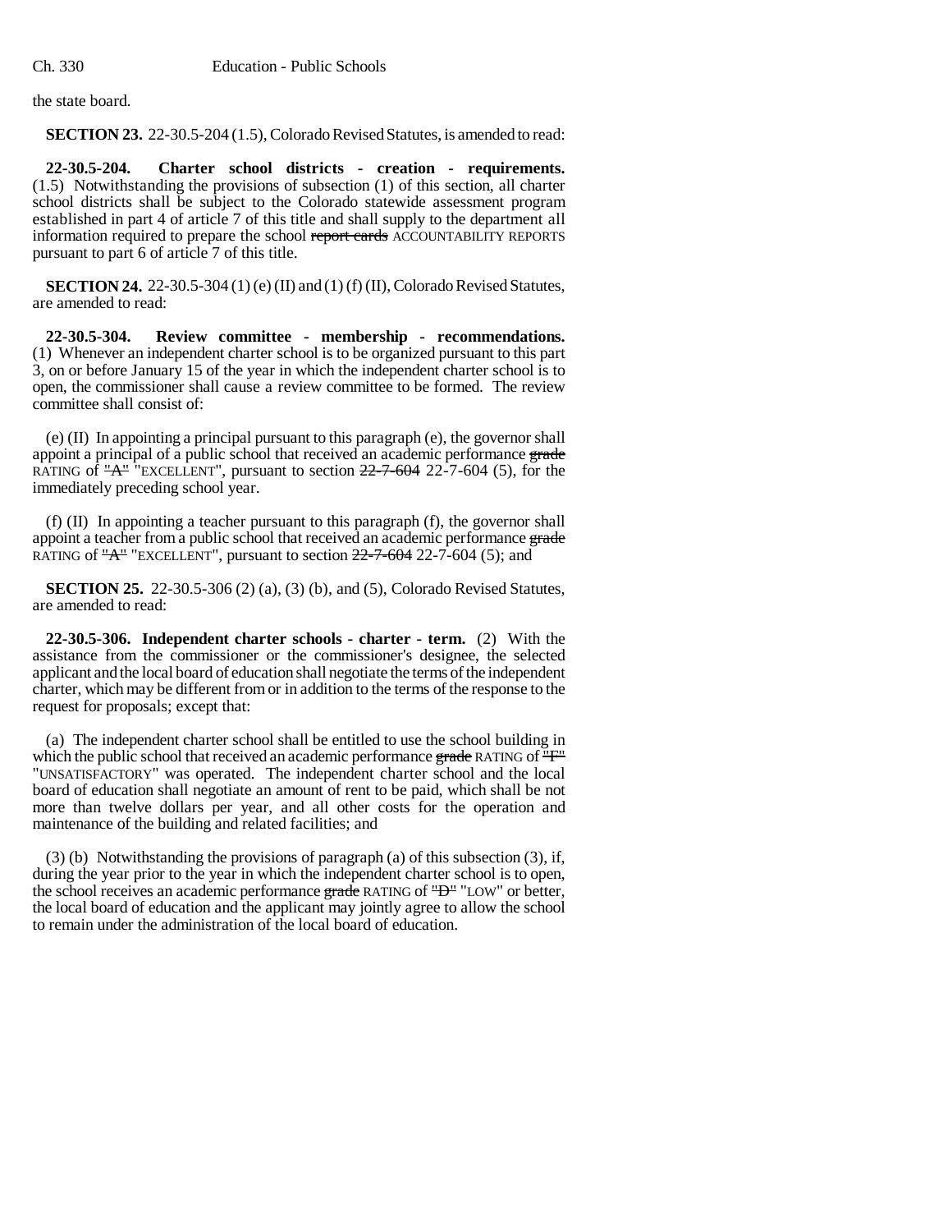the state board.

**SECTION 23.** 22-30.5-204 (1.5), Colorado Revised Statutes, is amended to read:

**22-30.5-204. Charter school districts - creation - requirements.** (1.5) Notwithstanding the provisions of subsection (1) of this section, all charter school districts shall be subject to the Colorado statewide assessment program established in part 4 of article 7 of this title and shall supply to the department all information required to prepare the school ~~report cards~~ ACCOUNTABILITY REPORTS pursuant to part 6 of article 7 of this title.

**SECTION 24.** 22-30.5-304 (1) (e) (II) and (1) (f) (II), Colorado Revised Statutes, are amended to read:

**22-30.5-304. Review committee - membership - recommendations.** (1) Whenever an independent charter school is to be organized pursuant to this part 3, on or before January 15 of the year in which the independent charter school is to open, the commissioner shall cause a review committee to be formed. The review committee shall consist of:

(e) (II) In appointing a principal pursuant to this paragraph (e), the governor shall appoint a principal of a public school that received an academic performance ~~grade~~ RATING of ~~"A"~~ "EXCELLENT", pursuant to section ~~22-7-604~~ 22-7-604 (5), for the immediately preceding school year.

(f) (II) In appointing a teacher pursuant to this paragraph (f), the governor shall appoint a teacher from a public school that received an academic performance ~~grade~~ RATING of ~~"A"~~ "EXCELLENT", pursuant to section ~~22-7-604~~ 22-7-604 (5); and

**SECTION 25.** 22-30.5-306 (2) (a), (3) (b), and (5), Colorado Revised Statutes, are amended to read:

**22-30.5-306. Independent charter schools - charter - term.** (2) With the assistance from the commissioner or the commissioner's designee, the selected applicant and the local board of education shall negotiate the terms of the independent charter, which may be different from or in addition to the terms of the response to the request for proposals; except that:

(a) The independent charter school shall be entitled to use the school building in which the public school that received an academic performance ~~grade~~ RATING of ~~"F"~~ "UNSATISFACTORY" was operated. The independent charter school and the local board of education shall negotiate an amount of rent to be paid, which shall be not more than twelve dollars per year, and all other costs for the operation and maintenance of the building and related facilities; and

(3) (b) Notwithstanding the provisions of paragraph (a) of this subsection (3), if, during the year prior to the year in which the independent charter school is to open, the school receives an academic performance ~~grade~~ RATING of ~~"D"~~ "LOW" or better, the local board of education and the applicant may jointly agree to allow the school to remain under the administration of the local board of education.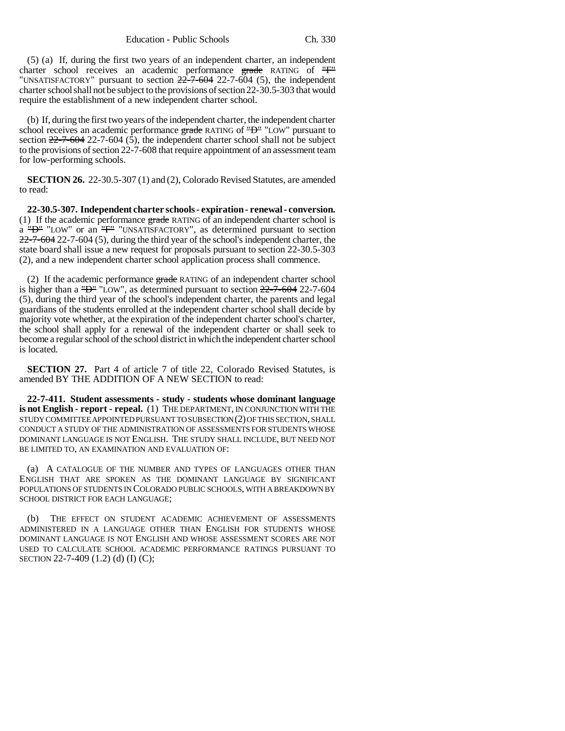(5) (a) If, during the first two years of an independent charter, an independent charter school receives an academic performance ~~grade~~ RATING of ~~"F"~~ "UNSATISFACTORY" pursuant to section ~~22-7-604~~ 22-7-604 (5), the independent charter school shall not be subject to the provisions of section 22-30.5-303 that would require the establishment of a new independent charter school.

(b) If, during the first two years of the independent charter, the independent charter school receives an academic performance ~~grade~~ RATING of ~~"D"~~ "LOW" pursuant to section ~~22-7-604~~ 22-7-604 (5), the independent charter school shall not be subject to the provisions of section 22-7-608 that require appointment of an assessment team for low-performing schools.

**SECTION 26.** 22-30.5-307 (1) and (2), Colorado Revised Statutes, are amended to read:

**22-30.5-307. Independent charter schools - expiration - renewal - conversion.** (1) If the academic performance ~~grade~~ RATING of an independent charter school is a ~~"D"~~ "LOW" or an ~~"F"~~ "UNSATISFACTORY", as determined pursuant to section ~~22-7-604~~ 22-7-604 (5), during the third year of the school's independent charter, the state board shall issue a new request for proposals pursuant to section 22-30.5-303 (2), and a new independent charter school application process shall commence.

(2) If the academic performance ~~grade~~ RATING of an independent charter school is higher than a ~~"D"~~ "LOW", as determined pursuant to section ~~22-7-604~~ 22-7-604 (5), during the third year of the school's independent charter, the parents and legal guardians of the students enrolled at the independent charter school shall decide by majority vote whether, at the expiration of the independent charter school's charter, the school shall apply for a renewal of the independent charter or shall seek to become a regular school of the school district in which the independent charter school is located.

**SECTION 27.** Part 4 of article 7 of title 22, Colorado Revised Statutes, is amended BY THE ADDITION OF A NEW SECTION to read:

**22-7-411. Student assessments - study - students whose dominant language is not English - report - repeal.** (1) THE DEPARTMENT, IN CONJUNCTION WITH THE STUDY COMMITTEE APPOINTED PURSUANT TO SUBSECTION (2) OF THIS SECTION, SHALL CONDUCT A STUDY OF THE ADMINISTRATION OF ASSESSMENTS FOR STUDENTS WHOSE DOMINANT LANGUAGE IS NOT ENGLISH. THE STUDY SHALL INCLUDE, BUT NEED NOT BE LIMITED TO, AN EXAMINATION AND EVALUATION OF:

(a) A CATALOGUE OF THE NUMBER AND TYPES OF LANGUAGES OTHER THAN ENGLISH THAT ARE SPOKEN AS THE DOMINANT LANGUAGE BY SIGNIFICANT POPULATIONS OF STUDENTS IN COLORADO PUBLIC SCHOOLS, WITH A BREAKDOWN BY SCHOOL DISTRICT FOR EACH LANGUAGE;

(b) THE EFFECT ON STUDENT ACADEMIC ACHIEVEMENT OF ASSESSMENTS ADMINISTERED IN A LANGUAGE OTHER THAN ENGLISH FOR STUDENTS WHOSE DOMINANT LANGUAGE IS NOT ENGLISH AND WHOSE ASSESSMENT SCORES ARE NOT USED TO CALCULATE SCHOOL ACADEMIC PERFORMANCE RATINGS PURSUANT TO SECTION 22-7-409 (1.2) (d) (I) (C);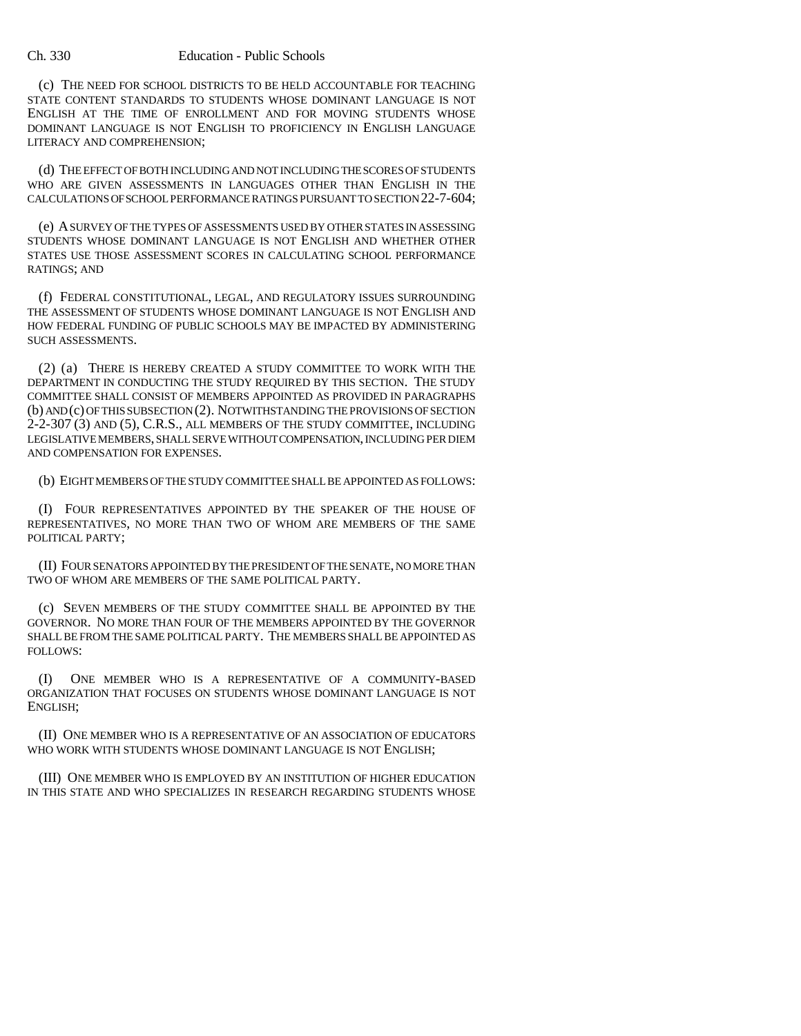(c) THE NEED FOR SCHOOL DISTRICTS TO BE HELD ACCOUNTABLE FOR TEACHING STATE CONTENT STANDARDS TO STUDENTS WHOSE DOMINANT LANGUAGE IS NOT ENGLISH AT THE TIME OF ENROLLMENT AND FOR MOVING STUDENTS WHOSE DOMINANT LANGUAGE IS NOT ENGLISH TO PROFICIENCY IN ENGLISH LANGUAGE LITERACY AND COMPREHENSION;

(d) THE EFFECT OF BOTH INCLUDING AND NOT INCLUDING THE SCORES OF STUDENTS WHO ARE GIVEN ASSESSMENTS IN LANGUAGES OTHER THAN ENGLISH IN THE CALCULATIONS OF SCHOOL PERFORMANCE RATINGS PURSUANT TO SECTION 22-7-604;

(e) A SURVEY OF THE TYPES OF ASSESSMENTS USED BY OTHER STATES IN ASSESSING STUDENTS WHOSE DOMINANT LANGUAGE IS NOT ENGLISH AND WHETHER OTHER STATES USE THOSE ASSESSMENT SCORES IN CALCULATING SCHOOL PERFORMANCE RATINGS; AND

(f) FEDERAL CONSTITUTIONAL, LEGAL, AND REGULATORY ISSUES SURROUNDING THE ASSESSMENT OF STUDENTS WHOSE DOMINANT LANGUAGE IS NOT ENGLISH AND HOW FEDERAL FUNDING OF PUBLIC SCHOOLS MAY BE IMPACTED BY ADMINISTERING SUCH ASSESSMENTS.

(2) (a) THERE IS HEREBY CREATED A STUDY COMMITTEE TO WORK WITH THE DEPARTMENT IN CONDUCTING THE STUDY REQUIRED BY THIS SECTION. THE STUDY COMMITTEE SHALL CONSIST OF MEMBERS APPOINTED AS PROVIDED IN PARAGRAPHS (b) AND (c) OF THIS SUBSECTION (2). NOTWITHSTANDING THE PROVISIONS OF SECTION 2-2-307 (3) AND (5), C.R.S., ALL MEMBERS OF THE STUDY COMMITTEE, INCLUDING LEGISLATIVE MEMBERS, SHALL SERVE WITHOUT COMPENSATION, INCLUDING PER DIEM AND COMPENSATION FOR EXPENSES.

(b) EIGHT MEMBERS OF THE STUDY COMMITTEE SHALL BE APPOINTED AS FOLLOWS:

(I) FOUR REPRESENTATIVES APPOINTED BY THE SPEAKER OF THE HOUSE OF REPRESENTATIVES, NO MORE THAN TWO OF WHOM ARE MEMBERS OF THE SAME POLITICAL PARTY;

(II) FOUR SENATORS APPOINTED BY THE PRESIDENT OF THE SENATE, NO MORE THAN TWO OF WHOM ARE MEMBERS OF THE SAME POLITICAL PARTY.

(c) SEVEN MEMBERS OF THE STUDY COMMITTEE SHALL BE APPOINTED BY THE GOVERNOR. NO MORE THAN FOUR OF THE MEMBERS APPOINTED BY THE GOVERNOR SHALL BE FROM THE SAME POLITICAL PARTY. THE MEMBERS SHALL BE APPOINTED AS FOLLOWS:

(I) ONE MEMBER WHO IS A REPRESENTATIVE OF A COMMUNITY-BASED ORGANIZATION THAT FOCUSES ON STUDENTS WHOSE DOMINANT LANGUAGE IS NOT ENGLISH;

(II) ONE MEMBER WHO IS A REPRESENTATIVE OF AN ASSOCIATION OF EDUCATORS WHO WORK WITH STUDENTS WHOSE DOMINANT LANGUAGE IS NOT ENGLISH;

(III) ONE MEMBER WHO IS EMPLOYED BY AN INSTITUTION OF HIGHER EDUCATION IN THIS STATE AND WHO SPECIALIZES IN RESEARCH REGARDING STUDENTS WHOSE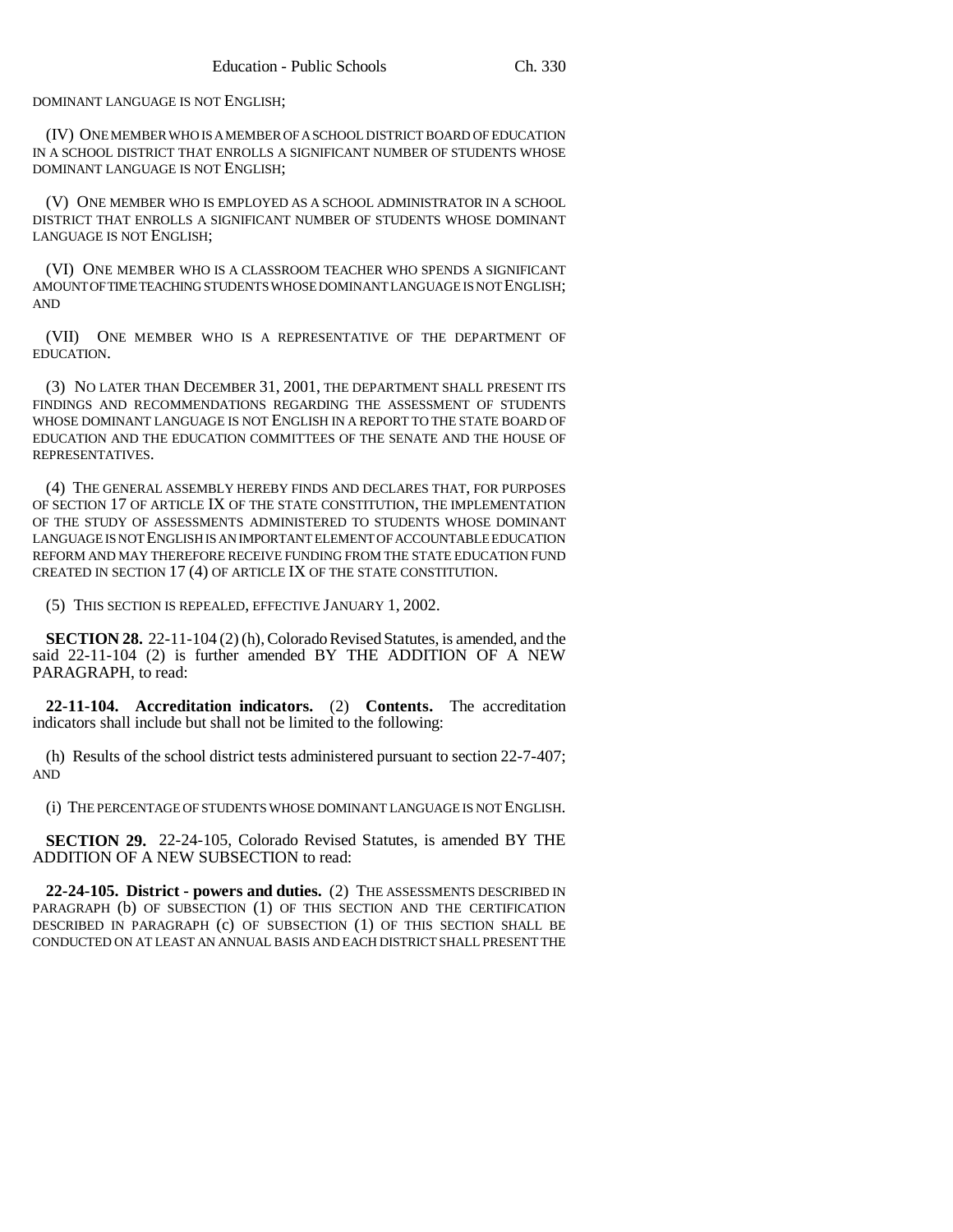DOMINANT LANGUAGE IS NOT ENGLISH;

(IV) ONE MEMBER WHO IS A MEMBER OF A SCHOOL DISTRICT BOARD OF EDUCATION IN A SCHOOL DISTRICT THAT ENROLLS A SIGNIFICANT NUMBER OF STUDENTS WHOSE DOMINANT LANGUAGE IS NOT ENGLISH;

(V) ONE MEMBER WHO IS EMPLOYED AS A SCHOOL ADMINISTRATOR IN A SCHOOL DISTRICT THAT ENROLLS A SIGNIFICANT NUMBER OF STUDENTS WHOSE DOMINANT LANGUAGE IS NOT ENGLISH;

(VI) ONE MEMBER WHO IS A CLASSROOM TEACHER WHO SPENDS A SIGNIFICANT AMOUNT OF TIME TEACHING STUDENTS WHOSE DOMINANT LANGUAGE IS NOT ENGLISH; AND

(VII) ONE MEMBER WHO IS A REPRESENTATIVE OF THE DEPARTMENT OF EDUCATION.

(3) NO LATER THAN DECEMBER 31, 2001, THE DEPARTMENT SHALL PRESENT ITS FINDINGS AND RECOMMENDATIONS REGARDING THE ASSESSMENT OF STUDENTS WHOSE DOMINANT LANGUAGE IS NOT ENGLISH IN A REPORT TO THE STATE BOARD OF EDUCATION AND THE EDUCATION COMMITTEES OF THE SENATE AND THE HOUSE OF REPRESENTATIVES.

(4) THE GENERAL ASSEMBLY HEREBY FINDS AND DECLARES THAT, FOR PURPOSES OF SECTION 17 OF ARTICLE IX OF THE STATE CONSTITUTION, THE IMPLEMENTATION OF THE STUDY OF ASSESSMENTS ADMINISTERED TO STUDENTS WHOSE DOMINANT LANGUAGE IS NOT ENGLISH IS AN IMPORTANT ELEMENT OF ACCOUNTABLE EDUCATION REFORM AND MAY THEREFORE RECEIVE FUNDING FROM THE STATE EDUCATION FUND CREATED IN SECTION 17 (4) OF ARTICLE IX OF THE STATE CONSTITUTION.

(5) THIS SECTION IS REPEALED, EFFECTIVE JANUARY 1, 2002.

**SECTION 28.** 22-11-104 (2) (h), Colorado Revised Statutes, is amended, and the said 22-11-104 (2) is further amended BY THE ADDITION OF A NEW PARAGRAPH, to read:

**22-11-104. Accreditation indicators.** (2) **Contents.** The accreditation indicators shall include but shall not be limited to the following:

(h) Results of the school district tests administered pursuant to section 22-7-407; AND

(i) THE PERCENTAGE OF STUDENTS WHOSE DOMINANT LANGUAGE IS NOT ENGLISH.

**SECTION 29.** 22-24-105, Colorado Revised Statutes, is amended BY THE ADDITION OF A NEW SUBSECTION to read:

**22-24-105. District - powers and duties.** (2) THE ASSESSMENTS DESCRIBED IN PARAGRAPH (b) OF SUBSECTION (1) OF THIS SECTION AND THE CERTIFICATION DESCRIBED IN PARAGRAPH (c) OF SUBSECTION (1) OF THIS SECTION SHALL BE CONDUCTED ON AT LEAST AN ANNUAL BASIS AND EACH DISTRICT SHALL PRESENT THE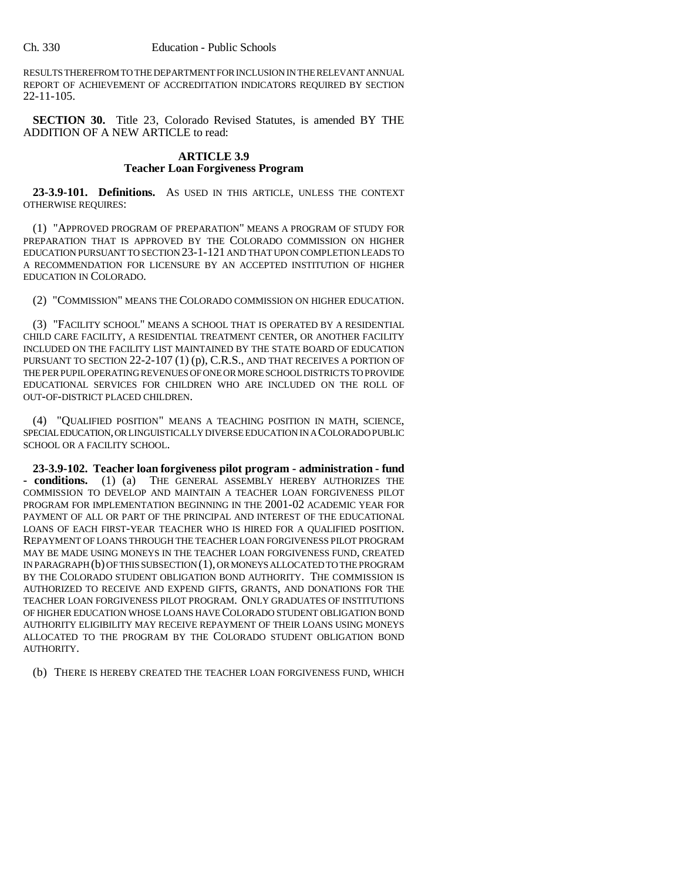RESULTS THEREFROM TO THE DEPARTMENT FOR INCLUSION IN THE RELEVANT ANNUAL REPORT OF ACHIEVEMENT OF ACCREDITATION INDICATORS REQUIRED BY SECTION 22-11-105.

**SECTION 30.** Title 23, Colorado Revised Statutes, is amended BY THE ADDITION OF A NEW ARTICLE to read:

**ARTICLE 3.9**
**Teacher Loan Forgiveness Program**

**23-3.9-101. Definitions.** AS USED IN THIS ARTICLE, UNLESS THE CONTEXT OTHERWISE REQUIRES:

(1) "APPROVED PROGRAM OF PREPARATION" MEANS A PROGRAM OF STUDY FOR PREPARATION THAT IS APPROVED BY THE COLORADO COMMISSION ON HIGHER EDUCATION PURSUANT TO SECTION 23-1-121 AND THAT UPON COMPLETION LEADS TO A RECOMMENDATION FOR LICENSURE BY AN ACCEPTED INSTITUTION OF HIGHER EDUCATION IN COLORADO.

(2) "COMMISSION" MEANS THE COLORADO COMMISSION ON HIGHER EDUCATION.

(3) "FACILITY SCHOOL" MEANS A SCHOOL THAT IS OPERATED BY A RESIDENTIAL CHILD CARE FACILITY, A RESIDENTIAL TREATMENT CENTER, OR ANOTHER FACILITY INCLUDED ON THE FACILITY LIST MAINTAINED BY THE STATE BOARD OF EDUCATION PURSUANT TO SECTION 22-2-107 (1) (p), C.R.S., AND THAT RECEIVES A PORTION OF THE PER PUPIL OPERATING REVENUES OF ONE OR MORE SCHOOL DISTRICTS TO PROVIDE EDUCATIONAL SERVICES FOR CHILDREN WHO ARE INCLUDED ON THE ROLL OF OUT-OF-DISTRICT PLACED CHILDREN.

(4) "QUALIFIED POSITION" MEANS A TEACHING POSITION IN MATH, SCIENCE, SPECIAL EDUCATION, OR LINGUISTICALLY DIVERSE EDUCATION IN A COLORADO PUBLIC SCHOOL OR A FACILITY SCHOOL.

**23-3.9-102. Teacher loan forgiveness pilot program - administration - fund - conditions.** (1) (a) THE GENERAL ASSEMBLY HEREBY AUTHORIZES THE COMMISSION TO DEVELOP AND MAINTAIN A TEACHER LOAN FORGIVENESS PILOT PROGRAM FOR IMPLEMENTATION BEGINNING IN THE 2001-02 ACADEMIC YEAR FOR PAYMENT OF ALL OR PART OF THE PRINCIPAL AND INTEREST OF THE EDUCATIONAL LOANS OF EACH FIRST-YEAR TEACHER WHO IS HIRED FOR A QUALIFIED POSITION. REPAYMENT OF LOANS THROUGH THE TEACHER LOAN FORGIVENESS PILOT PROGRAM MAY BE MADE USING MONEYS IN THE TEACHER LOAN FORGIVENESS FUND, CREATED IN PARAGRAPH (b) OF THIS SUBSECTION (1), OR MONEYS ALLOCATED TO THE PROGRAM BY THE COLORADO STUDENT OBLIGATION BOND AUTHORITY. THE COMMISSION IS AUTHORIZED TO RECEIVE AND EXPEND GIFTS, GRANTS, AND DONATIONS FOR THE TEACHER LOAN FORGIVENESS PILOT PROGRAM. ONLY GRADUATES OF INSTITUTIONS OF HIGHER EDUCATION WHOSE LOANS HAVE COLORADO STUDENT OBLIGATION BOND AUTHORITY ELIGIBILITY MAY RECEIVE REPAYMENT OF THEIR LOANS USING MONEYS ALLOCATED TO THE PROGRAM BY THE COLORADO STUDENT OBLIGATION BOND AUTHORITY.

(b) THERE IS HEREBY CREATED THE TEACHER LOAN FORGIVENESS FUND, WHICH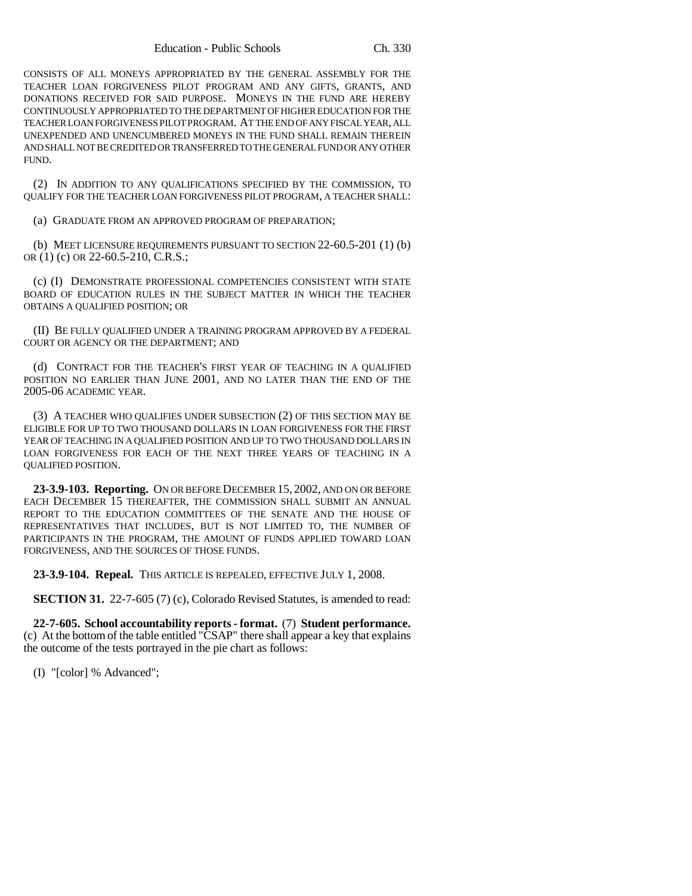CONSISTS OF ALL MONEYS APPROPRIATED BY THE GENERAL ASSEMBLY FOR THE TEACHER LOAN FORGIVENESS PILOT PROGRAM AND ANY GIFTS, GRANTS, AND DONATIONS RECEIVED FOR SAID PURPOSE. MONEYS IN THE FUND ARE HEREBY CONTINUOUSLY APPROPRIATED TO THE DEPARTMENT OF HIGHER EDUCATION FOR THE TEACHER LOAN FORGIVENESS PILOT PROGRAM. AT THE END OF ANY FISCAL YEAR, ALL UNEXPENDED AND UNENCUMBERED MONEYS IN THE FUND SHALL REMAIN THEREIN AND SHALL NOT BE CREDITED OR TRANSFERRED TO THE GENERAL FUND OR ANY OTHER FUND.

(2) IN ADDITION TO ANY QUALIFICATIONS SPECIFIED BY THE COMMISSION, TO QUALIFY FOR THE TEACHER LOAN FORGIVENESS PILOT PROGRAM, A TEACHER SHALL:

(a) GRADUATE FROM AN APPROVED PROGRAM OF PREPARATION;

(b) MEET LICENSURE REQUIREMENTS PURSUANT TO SECTION 22-60.5-201 (1) (b) OR (1) (c) OR 22-60.5-210, C.R.S.;

(c) (I) DEMONSTRATE PROFESSIONAL COMPETENCIES CONSISTENT WITH STATE BOARD OF EDUCATION RULES IN THE SUBJECT MATTER IN WHICH THE TEACHER OBTAINS A QUALIFIED POSITION; OR

(II) BE FULLY QUALIFIED UNDER A TRAINING PROGRAM APPROVED BY A FEDERAL COURT OR AGENCY OR THE DEPARTMENT; AND

(d) CONTRACT FOR THE TEACHER'S FIRST YEAR OF TEACHING IN A QUALIFIED POSITION NO EARLIER THAN JUNE 2001, AND NO LATER THAN THE END OF THE 2005-06 ACADEMIC YEAR.

(3) A TEACHER WHO QUALIFIES UNDER SUBSECTION (2) OF THIS SECTION MAY BE ELIGIBLE FOR UP TO TWO THOUSAND DOLLARS IN LOAN FORGIVENESS FOR THE FIRST YEAR OF TEACHING IN A QUALIFIED POSITION AND UP TO TWO THOUSAND DOLLARS IN LOAN FORGIVENESS FOR EACH OF THE NEXT THREE YEARS OF TEACHING IN A QUALIFIED POSITION.

**23-3.9-103. Reporting.** ON OR BEFORE DECEMBER 15, 2002, AND ON OR BEFORE EACH DECEMBER 15 THEREAFTER, THE COMMISSION SHALL SUBMIT AN ANNUAL REPORT TO THE EDUCATION COMMITTEES OF THE SENATE AND THE HOUSE OF REPRESENTATIVES THAT INCLUDES, BUT IS NOT LIMITED TO, THE NUMBER OF PARTICIPANTS IN THE PROGRAM, THE AMOUNT OF FUNDS APPLIED TOWARD LOAN FORGIVENESS, AND THE SOURCES OF THOSE FUNDS.

**23-3.9-104. Repeal.** THIS ARTICLE IS REPEALED, EFFECTIVE JULY 1, 2008.

**SECTION 31.** 22-7-605 (7) (c), Colorado Revised Statutes, is amended to read:

**22-7-605. School accountability reports - format.** (7) **Student performance.** (c) At the bottom of the table entitled "CSAP" there shall appear a key that explains the outcome of the tests portrayed in the pie chart as follows:

(I) "[color] % Advanced";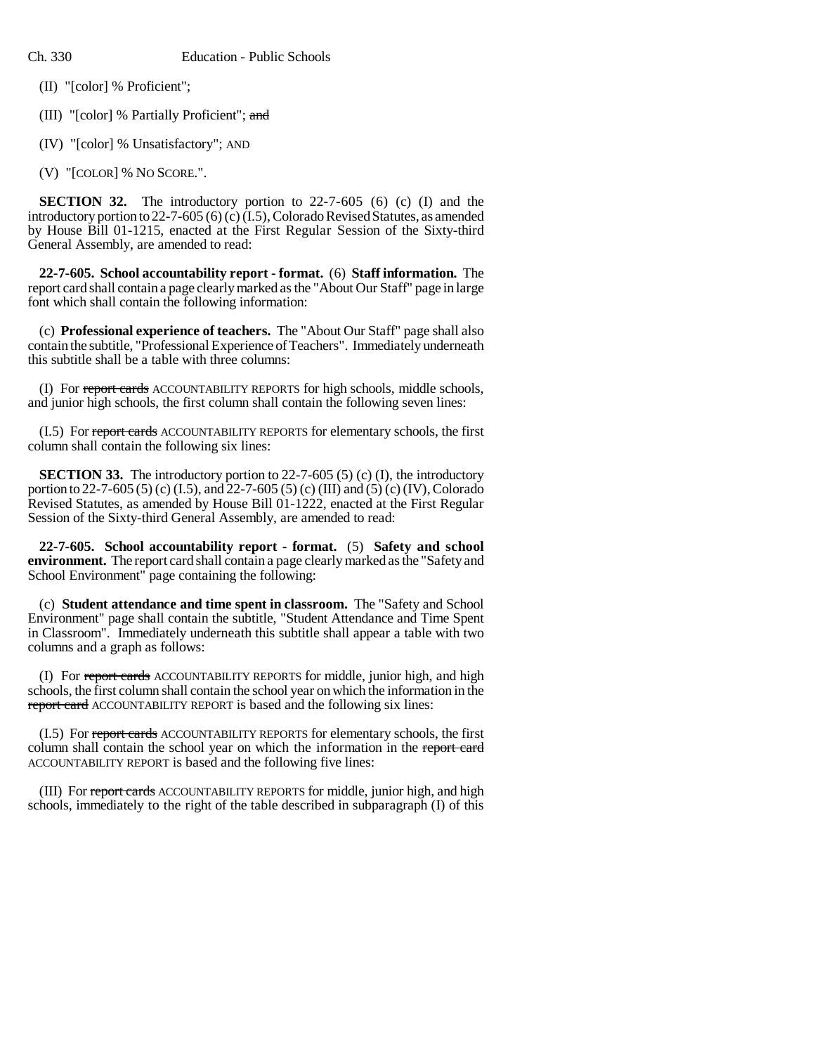(II) "[color] % Proficient";

(III) "[color] % Partially Proficient"; ~~and~~

(IV) "[color] % Unsatisfactory"; AND

(V) "[COLOR] % NO SCORE.".

**SECTION 32.** The introductory portion to 22-7-605 (6) (c) (I) and the introductory portion to 22-7-605 (6) (c) (I.5), Colorado Revised Statutes, as amended by House Bill 01-1215, enacted at the First Regular Session of the Sixty-third General Assembly, are amended to read:

**22-7-605. School accountability report - format.** (6) **Staff information.** The report card shall contain a page clearly marked as the "About Our Staff" page in large font which shall contain the following information:

(c) **Professional experience of teachers.** The "About Our Staff" page shall also contain the subtitle, "Professional Experience of Teachers". Immediately underneath this subtitle shall be a table with three columns:

(I) For ~~report cards~~ ACCOUNTABILITY REPORTS for high schools, middle schools, and junior high schools, the first column shall contain the following seven lines:

(I.5) For ~~report cards~~ ACCOUNTABILITY REPORTS for elementary schools, the first column shall contain the following six lines:

**SECTION 33.** The introductory portion to 22-7-605 (5) (c) (I), the introductory portion to 22-7-605 (5) (c) (I.5), and 22-7-605 (5) (c) (III) and (5) (c) (IV), Colorado Revised Statutes, as amended by House Bill 01-1222, enacted at the First Regular Session of the Sixty-third General Assembly, are amended to read:

**22-7-605. School accountability report - format.** (5) **Safety and school environment.** The report card shall contain a page clearly marked as the "Safety and School Environment" page containing the following:

(c) **Student attendance and time spent in classroom.** The "Safety and School Environment" page shall contain the subtitle, "Student Attendance and Time Spent in Classroom". Immediately underneath this subtitle shall appear a table with two columns and a graph as follows:

(I) For ~~report cards~~ ACCOUNTABILITY REPORTS for middle, junior high, and high schools, the first column shall contain the school year on which the information in the ~~report card~~ ACCOUNTABILITY REPORT is based and the following six lines:

(I.5) For ~~report cards~~ ACCOUNTABILITY REPORTS for elementary schools, the first column shall contain the school year on which the information in the ~~report card~~ ACCOUNTABILITY REPORT is based and the following five lines:

(III) For ~~report cards~~ ACCOUNTABILITY REPORTS for middle, junior high, and high schools, immediately to the right of the table described in subparagraph (I) of this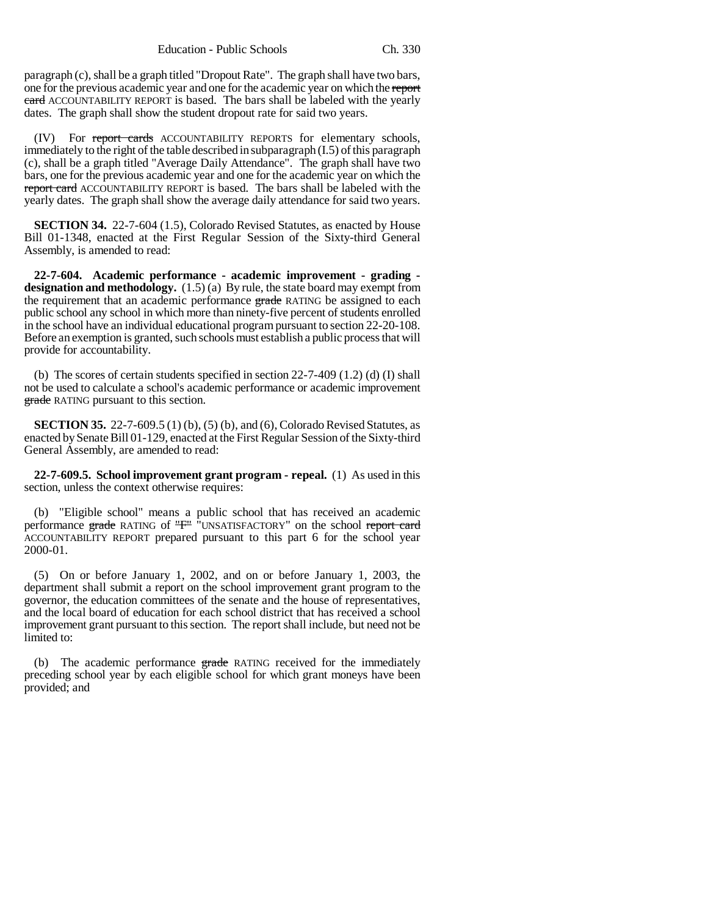paragraph (c), shall be a graph titled "Dropout Rate". The graph shall have two bars, one for the previous academic year and one for the academic year on which the ~~report card~~ ACCOUNTABILITY REPORT is based. The bars shall be labeled with the yearly dates. The graph shall show the student dropout rate for said two years.

(IV) For ~~report cards~~ ACCOUNTABILITY REPORTS for elementary schools, immediately to the right of the table described in subparagraph (I.5) of this paragraph (c), shall be a graph titled "Average Daily Attendance". The graph shall have two bars, one for the previous academic year and one for the academic year on which the ~~report card~~ ACCOUNTABILITY REPORT is based. The bars shall be labeled with the yearly dates. The graph shall show the average daily attendance for said two years.

**SECTION 34.** 22-7-604 (1.5), Colorado Revised Statutes, as enacted by House Bill 01-1348, enacted at the First Regular Session of the Sixty-third General Assembly, is amended to read:

**22-7-604. Academic performance - academic improvement - grading - designation and methodology.** (1.5) (a) By rule, the state board may exempt from the requirement that an academic performance ~~grade~~ RATING be assigned to each public school any school in which more than ninety-five percent of students enrolled in the school have an individual educational program pursuant to section 22-20-108. Before an exemption is granted, such schools must establish a public process that will provide for accountability.

(b) The scores of certain students specified in section 22-7-409 (1.2) (d) (I) shall not be used to calculate a school's academic performance or academic improvement ~~grade~~ RATING pursuant to this section.

**SECTION 35.** 22-7-609.5 (1) (b), (5) (b), and (6), Colorado Revised Statutes, as enacted by Senate Bill 01-129, enacted at the First Regular Session of the Sixty-third General Assembly, are amended to read:

**22-7-609.5. School improvement grant program - repeal.** (1) As used in this section, unless the context otherwise requires:

(b) "Eligible school" means a public school that has received an academic performance ~~grade~~ RATING of ~~"F"~~ "UNSATISFACTORY" on the school ~~report card~~ ACCOUNTABILITY REPORT prepared pursuant to this part 6 for the school year 2000-01.

(5) On or before January 1, 2002, and on or before January 1, 2003, the department shall submit a report on the school improvement grant program to the governor, the education committees of the senate and the house of representatives, and the local board of education for each school district that has received a school improvement grant pursuant to this section. The report shall include, but need not be limited to:

(b) The academic performance ~~grade~~ RATING received for the immediately preceding school year by each eligible school for which grant moneys have been provided; and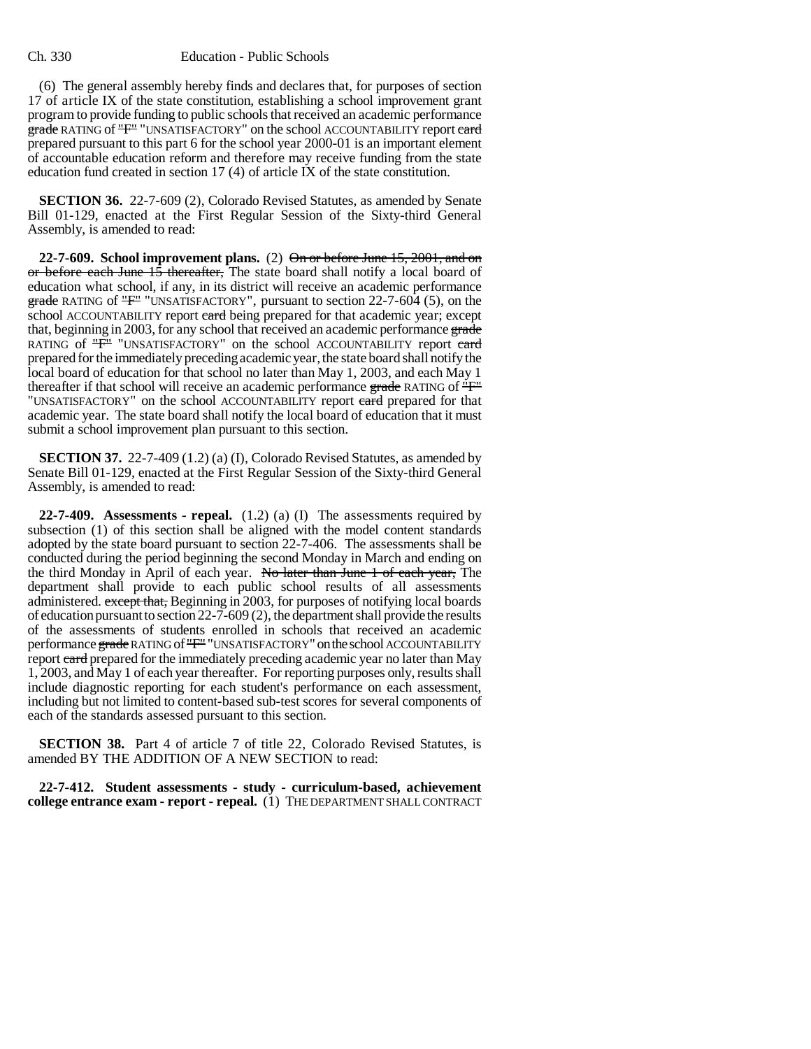(6) The general assembly hereby finds and declares that, for purposes of section 17 of article IX of the state constitution, establishing a school improvement grant program to provide funding to public schools that received an academic performance ~~grade~~ RATING of ~~"F"~~ "UNSATISFACTORY" on the school ACCOUNTABILITY report ~~card~~ prepared pursuant to this part 6 for the school year 2000-01 is an important element of accountable education reform and therefore may receive funding from the state education fund created in section 17 (4) of article IX of the state constitution.

**SECTION 36.** 22-7-609 (2), Colorado Revised Statutes, as amended by Senate Bill 01-129, enacted at the First Regular Session of the Sixty-third General Assembly, is amended to read:

**22-7-609. School improvement plans.** (2) ~~On or before June 15, 2001, and on or before each June 15 thereafter,~~ The state board shall notify a local board of education what school, if any, in its district will receive an academic performance ~~grade~~ RATING of ~~"F"~~ "UNSATISFACTORY", pursuant to section 22-7-604 (5), on the school ACCOUNTABILITY report ~~card~~ being prepared for that academic year; except that, beginning in 2003, for any school that received an academic performance ~~grade~~ RATING of ~~"F"~~ "UNSATISFACTORY" on the school ACCOUNTABILITY report ~~card~~ prepared for the immediately preceding academic year, the state board shall notify the local board of education for that school no later than May 1, 2003, and each May 1 thereafter if that school will receive an academic performance ~~grade~~ RATING of ~~"F"~~ "UNSATISFACTORY" on the school ACCOUNTABILITY report ~~card~~ prepared for that academic year. The state board shall notify the local board of education that it must submit a school improvement plan pursuant to this section.

**SECTION 37.** 22-7-409 (1.2) (a) (I), Colorado Revised Statutes, as amended by Senate Bill 01-129, enacted at the First Regular Session of the Sixty-third General Assembly, is amended to read:

**22-7-409. Assessments - repeal.** (1.2) (a) (I) The assessments required by subsection (1) of this section shall be aligned with the model content standards adopted by the state board pursuant to section 22-7-406. The assessments shall be conducted during the period beginning the second Monday in March and ending on the third Monday in April of each year. ~~No later than June 1 of each year,~~ The department shall provide to each public school results of all assessments administered. ~~except that,~~ Beginning in 2003, for purposes of notifying local boards of education pursuant to section 22-7-609 (2), the department shall provide the results of the assessments of students enrolled in schools that received an academic performance ~~grade~~ RATING of ~~"F"~~ "UNSATISFACTORY" on the school ACCOUNTABILITY report ~~card~~ prepared for the immediately preceding academic year no later than May 1, 2003, and May 1 of each year thereafter. For reporting purposes only, results shall include diagnostic reporting for each student's performance on each assessment, including but not limited to content-based sub-test scores for several components of each of the standards assessed pursuant to this section.

**SECTION 38.** Part 4 of article 7 of title 22, Colorado Revised Statutes, is amended BY THE ADDITION OF A NEW SECTION to read:

**22-7-412. Student assessments - study - curriculum-based, achievement college entrance exam - report - repeal.** (1) THE DEPARTMENT SHALL CONTRACT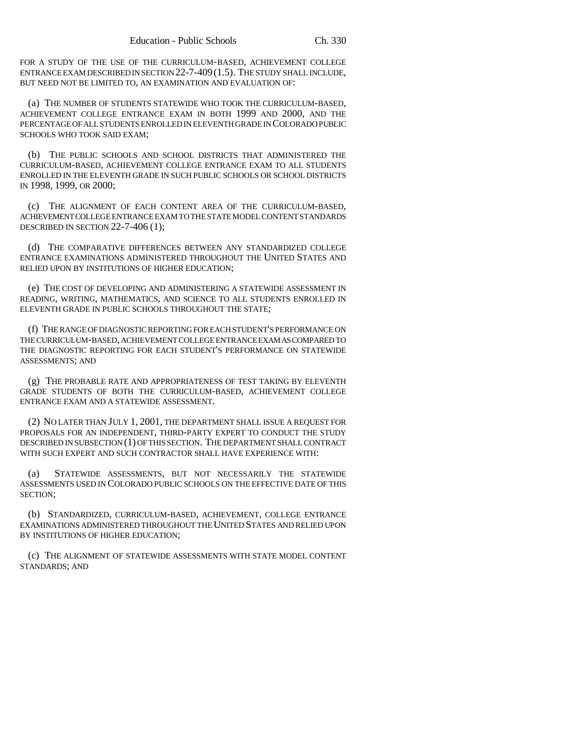FOR A STUDY OF THE USE OF THE CURRICULUM-BASED, ACHIEVEMENT COLLEGE ENTRANCE EXAM DESCRIBED IN SECTION 22-7-409 (1.5). THE STUDY SHALL INCLUDE, BUT NEED NOT BE LIMITED TO, AN EXAMINATION AND EVALUATION OF:

(a) THE NUMBER OF STUDENTS STATEWIDE WHO TOOK THE CURRICULUM-BASED, ACHIEVEMENT COLLEGE ENTRANCE EXAM IN BOTH 1999 AND 2000, AND THE PERCENTAGE OF ALL STUDENTS ENROLLED IN ELEVENTH GRADE IN COLORADO PUBLIC SCHOOLS WHO TOOK SAID EXAM;

(b) THE PUBLIC SCHOOLS AND SCHOOL DISTRICTS THAT ADMINISTERED THE CURRICULUM-BASED, ACHIEVEMENT COLLEGE ENTRANCE EXAM TO ALL STUDENTS ENROLLED IN THE ELEVENTH GRADE IN SUCH PUBLIC SCHOOLS OR SCHOOL DISTRICTS IN 1998, 1999, OR 2000;

(c) THE ALIGNMENT OF EACH CONTENT AREA OF THE CURRICULUM-BASED, ACHIEVEMENT COLLEGE ENTRANCE EXAM TO THE STATE MODEL CONTENT STANDARDS DESCRIBED IN SECTION 22-7-406 (1);

(d) THE COMPARATIVE DIFFERENCES BETWEEN ANY STANDARDIZED COLLEGE ENTRANCE EXAMINATIONS ADMINISTERED THROUGHOUT THE UNITED STATES AND RELIED UPON BY INSTITUTIONS OF HIGHER EDUCATION;

(e) THE COST OF DEVELOPING AND ADMINISTERING A STATEWIDE ASSESSMENT IN READING, WRITING, MATHEMATICS, AND SCIENCE TO ALL STUDENTS ENROLLED IN ELEVENTH GRADE IN PUBLIC SCHOOLS THROUGHOUT THE STATE;

(f) THE RANGE OF DIAGNOSTIC REPORTING FOR EACH STUDENT'S PERFORMANCE ON THE CURRICULUM-BASED, ACHIEVEMENT COLLEGE ENTRANCE EXAM AS COMPARED TO THE DIAGNOSTIC REPORTING FOR EACH STUDENT'S PERFORMANCE ON STATEWIDE ASSESSMENTS; AND

(g) THE PROBABLE RATE AND APPROPRIATENESS OF TEST TAKING BY ELEVENTH GRADE STUDENTS OF BOTH THE CURRICULUM-BASED, ACHIEVEMENT COLLEGE ENTRANCE EXAM AND A STATEWIDE ASSESSMENT.

(2) NO LATER THAN JULY 1, 2001, THE DEPARTMENT SHALL ISSUE A REQUEST FOR PROPOSALS FOR AN INDEPENDENT, THIRD-PARTY EXPERT TO CONDUCT THE STUDY DESCRIBED IN SUBSECTION (1) OF THIS SECTION. THE DEPARTMENT SHALL CONTRACT WITH SUCH EXPERT AND SUCH CONTRACTOR SHALL HAVE EXPERIENCE WITH:

(a) STATEWIDE ASSESSMENTS, BUT NOT NECESSARILY THE STATEWIDE ASSESSMENTS USED IN COLORADO PUBLIC SCHOOLS ON THE EFFECTIVE DATE OF THIS SECTION;

(b) STANDARDIZED, CURRICULUM-BASED, ACHIEVEMENT, COLLEGE ENTRANCE EXAMINATIONS ADMINISTERED THROUGHOUT THE UNITED STATES AND RELIED UPON BY INSTITUTIONS OF HIGHER EDUCATION;

(c) THE ALIGNMENT OF STATEWIDE ASSESSMENTS WITH STATE MODEL CONTENT STANDARDS; AND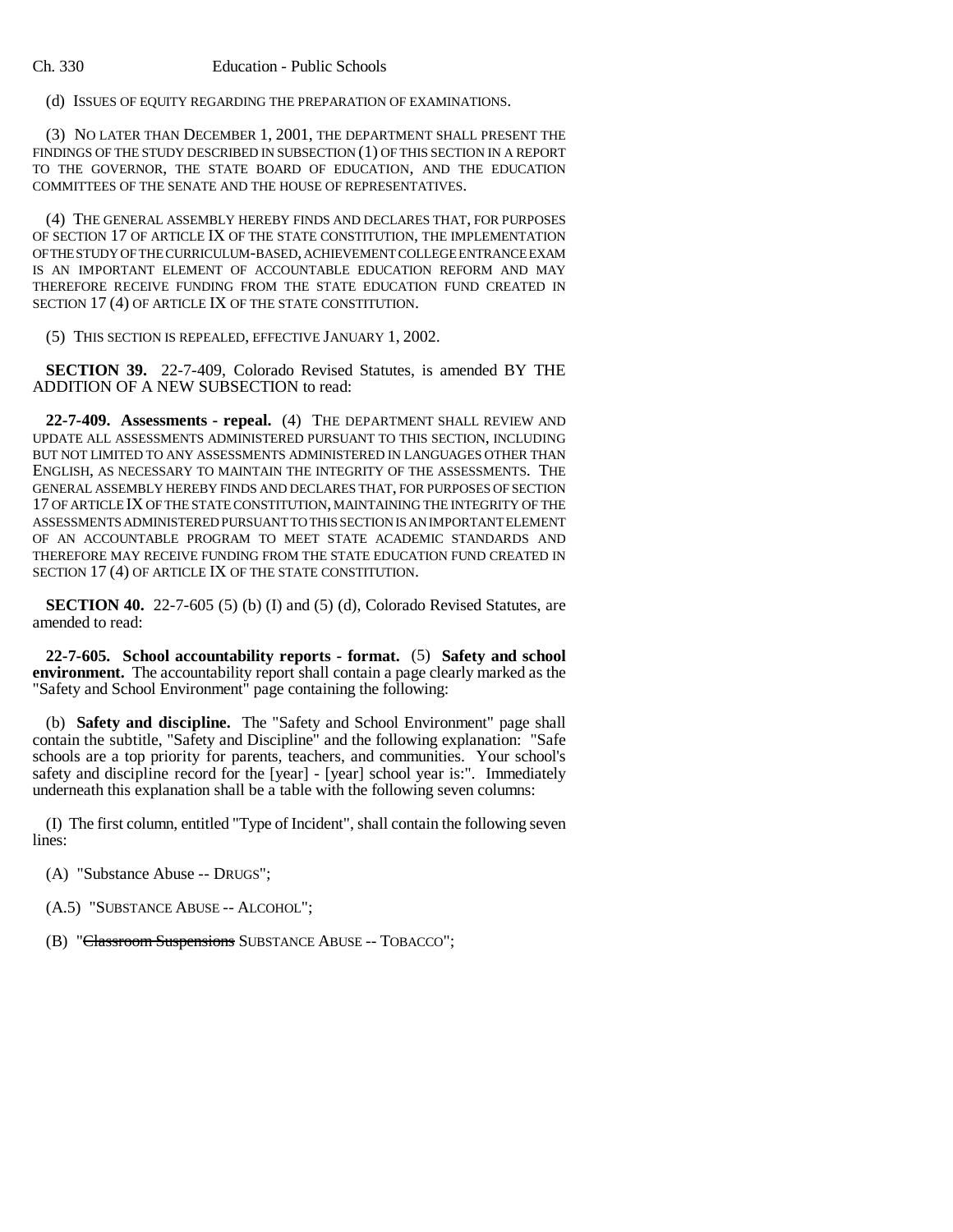(d) ISSUES OF EQUITY REGARDING THE PREPARATION OF EXAMINATIONS.

(3) NO LATER THAN DECEMBER 1, 2001, THE DEPARTMENT SHALL PRESENT THE FINDINGS OF THE STUDY DESCRIBED IN SUBSECTION (1) OF THIS SECTION IN A REPORT TO THE GOVERNOR, THE STATE BOARD OF EDUCATION, AND THE EDUCATION COMMITTEES OF THE SENATE AND THE HOUSE OF REPRESENTATIVES.

(4) THE GENERAL ASSEMBLY HEREBY FINDS AND DECLARES THAT, FOR PURPOSES OF SECTION 17 OF ARTICLE IX OF THE STATE CONSTITUTION, THE IMPLEMENTATION OF THE STUDY OF THE CURRICULUM-BASED, ACHIEVEMENT COLLEGE ENTRANCE EXAM IS AN IMPORTANT ELEMENT OF ACCOUNTABLE EDUCATION REFORM AND MAY THEREFORE RECEIVE FUNDING FROM THE STATE EDUCATION FUND CREATED IN SECTION 17 (4) OF ARTICLE IX OF THE STATE CONSTITUTION.

(5) THIS SECTION IS REPEALED, EFFECTIVE JANUARY 1, 2002.

**SECTION 39.** 22-7-409, Colorado Revised Statutes, is amended BY THE ADDITION OF A NEW SUBSECTION to read:

**22-7-409. Assessments - repeal.** (4) THE DEPARTMENT SHALL REVIEW AND UPDATE ALL ASSESSMENTS ADMINISTERED PURSUANT TO THIS SECTION, INCLUDING BUT NOT LIMITED TO ANY ASSESSMENTS ADMINISTERED IN LANGUAGES OTHER THAN ENGLISH, AS NECESSARY TO MAINTAIN THE INTEGRITY OF THE ASSESSMENTS. THE GENERAL ASSEMBLY HEREBY FINDS AND DECLARES THAT, FOR PURPOSES OF SECTION 17 OF ARTICLE IX OF THE STATE CONSTITUTION, MAINTAINING THE INTEGRITY OF THE ASSESSMENTS ADMINISTERED PURSUANT TO THIS SECTION IS AN IMPORTANT ELEMENT OF AN ACCOUNTABLE PROGRAM TO MEET STATE ACADEMIC STANDARDS AND THEREFORE MAY RECEIVE FUNDING FROM THE STATE EDUCATION FUND CREATED IN SECTION 17 (4) OF ARTICLE IX OF THE STATE CONSTITUTION.

**SECTION 40.** 22-7-605 (5) (b) (I) and (5) (d), Colorado Revised Statutes, are amended to read:

**22-7-605. School accountability reports - format.** (5) **Safety and school environment.** The accountability report shall contain a page clearly marked as the "Safety and School Environment" page containing the following:

(b) **Safety and discipline.** The "Safety and School Environment" page shall contain the subtitle, "Safety and Discipline" and the following explanation: "Safe schools are a top priority for parents, teachers, and communities. Your school's safety and discipline record for the [year] - [year] school year is:". Immediately underneath this explanation shall be a table with the following seven columns:

(I) The first column, entitled "Type of Incident", shall contain the following seven lines:

(A) "Substance Abuse -- DRUGS";

(A.5) "SUBSTANCE ABUSE -- ALCOHOL";

(B) "~~Classroom Suspensions~~ SUBSTANCE ABUSE -- TOBACCO";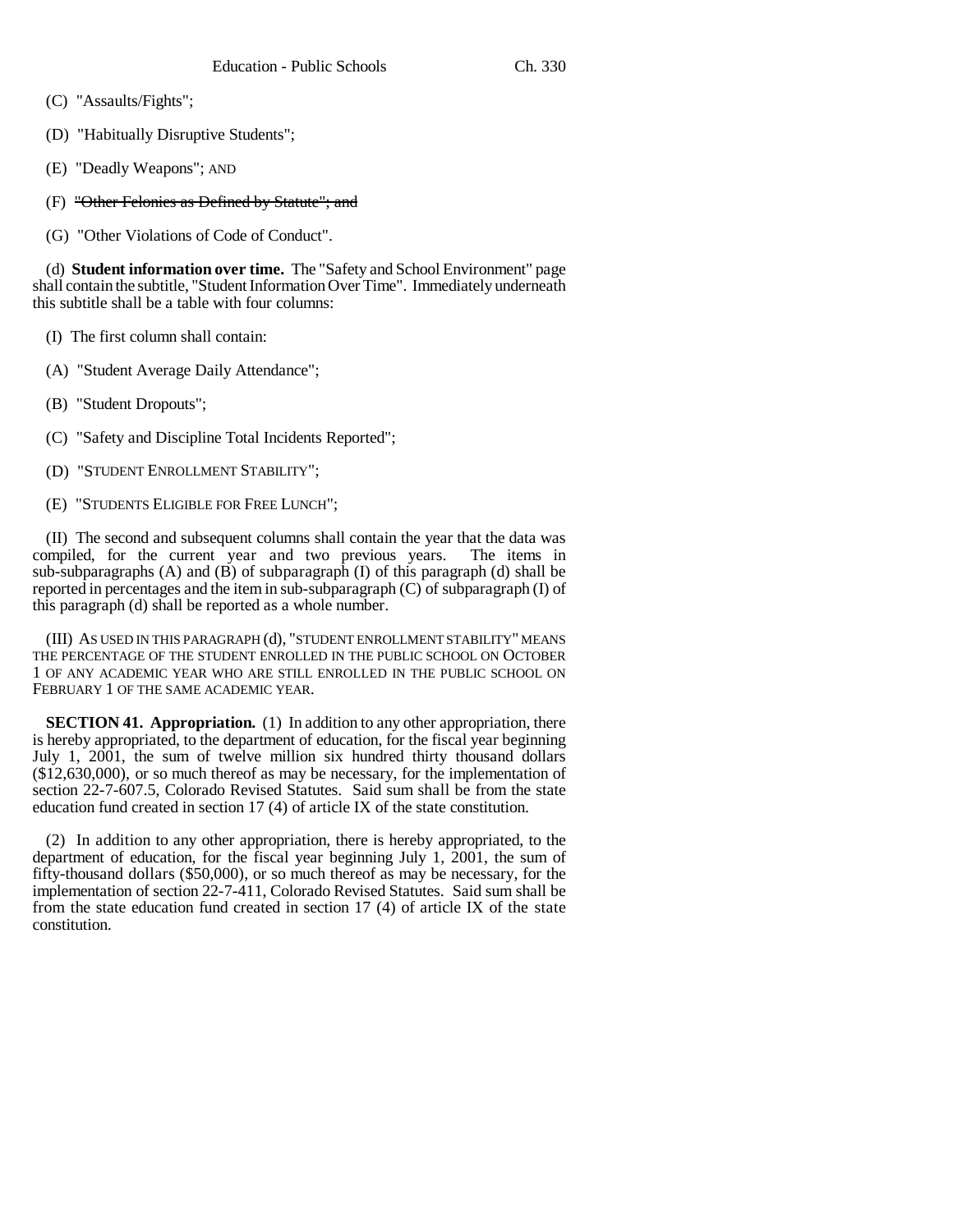(C) "Assaults/Fights";

(D) "Habitually Disruptive Students";

(E) "Deadly Weapons"; AND

(F) ~~"Other Felonies as Defined by Statute"; and~~

(G) "Other Violations of Code of Conduct".

(d) **Student information over time.** The "Safety and School Environment" page shall contain the subtitle, "Student Information Over Time". Immediately underneath this subtitle shall be a table with four columns:

(I) The first column shall contain:

(A) "Student Average Daily Attendance";

(B) "Student Dropouts";

(C) "Safety and Discipline Total Incidents Reported";

(D) "STUDENT ENROLLMENT STABILITY";

(E) "STUDENTS ELIGIBLE FOR FREE LUNCH";

(II) The second and subsequent columns shall contain the year that the data was compiled, for the current year and two previous years. The items in sub-subparagraphs (A) and (B) of subparagraph (I) of this paragraph (d) shall be reported in percentages and the item in sub-subparagraph (C) of subparagraph (I) of this paragraph (d) shall be reported as a whole number.

(III) AS USED IN THIS PARAGRAPH (d), "STUDENT ENROLLMENT STABILITY" MEANS THE PERCENTAGE OF THE STUDENT ENROLLED IN THE PUBLIC SCHOOL ON OCTOBER 1 OF ANY ACADEMIC YEAR WHO ARE STILL ENROLLED IN THE PUBLIC SCHOOL ON FEBRUARY 1 OF THE SAME ACADEMIC YEAR.

**SECTION 41. Appropriation.** (1) In addition to any other appropriation, there is hereby appropriated, to the department of education, for the fiscal year beginning July 1, 2001, the sum of twelve million six hundred thirty thousand dollars ($12,630,000), or so much thereof as may be necessary, for the implementation of section 22-7-607.5, Colorado Revised Statutes. Said sum shall be from the state education fund created in section 17 (4) of article IX of the state constitution.

(2) In addition to any other appropriation, there is hereby appropriated, to the department of education, for the fiscal year beginning July 1, 2001, the sum of fifty-thousand dollars ($50,000), or so much thereof as may be necessary, for the implementation of section 22-7-411, Colorado Revised Statutes. Said sum shall be from the state education fund created in section 17 (4) of article IX of the state constitution.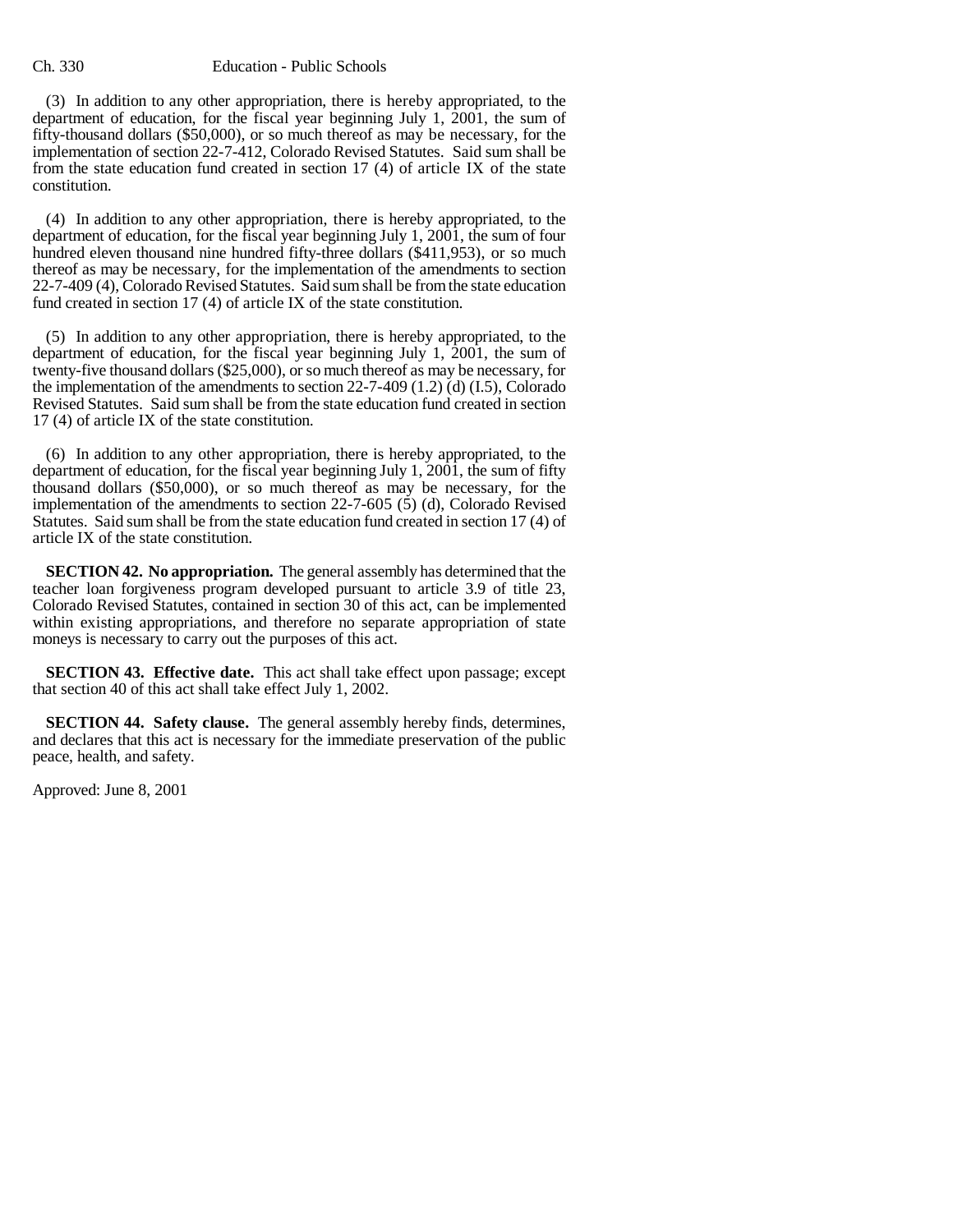(3) In addition to any other appropriation, there is hereby appropriated, to the department of education, for the fiscal year beginning July 1, 2001, the sum of fifty-thousand dollars ($50,000), or so much thereof as may be necessary, for the implementation of section 22-7-412, Colorado Revised Statutes. Said sum shall be from the state education fund created in section 17 (4) of article IX of the state constitution.

(4) In addition to any other appropriation, there is hereby appropriated, to the department of education, for the fiscal year beginning July 1, 2001, the sum of four hundred eleven thousand nine hundred fifty-three dollars ($411,953), or so much thereof as may be necessary, for the implementation of the amendments to section 22-7-409 (4), Colorado Revised Statutes. Said sum shall be from the state education fund created in section 17 (4) of article IX of the state constitution.

(5) In addition to any other appropriation, there is hereby appropriated, to the department of education, for the fiscal year beginning July 1, 2001, the sum of twenty-five thousand dollars ($25,000), or so much thereof as may be necessary, for the implementation of the amendments to section 22-7-409 (1.2) (d) (I.5), Colorado Revised Statutes. Said sum shall be from the state education fund created in section 17 (4) of article IX of the state constitution.

(6) In addition to any other appropriation, there is hereby appropriated, to the department of education, for the fiscal year beginning July 1, 2001, the sum of fifty thousand dollars ($50,000), or so much thereof as may be necessary, for the implementation of the amendments to section 22-7-605 (5) (d), Colorado Revised Statutes. Said sum shall be from the state education fund created in section 17 (4) of article IX of the state constitution.

**SECTION 42. No appropriation.** The general assembly has determined that the teacher loan forgiveness program developed pursuant to article 3.9 of title 23, Colorado Revised Statutes, contained in section 30 of this act, can be implemented within existing appropriations, and therefore no separate appropriation of state moneys is necessary to carry out the purposes of this act.

**SECTION 43. Effective date.** This act shall take effect upon passage; except that section 40 of this act shall take effect July 1, 2002.

**SECTION 44. Safety clause.** The general assembly hereby finds, determines, and declares that this act is necessary for the immediate preservation of the public peace, health, and safety.

Approved: June 8, 2001